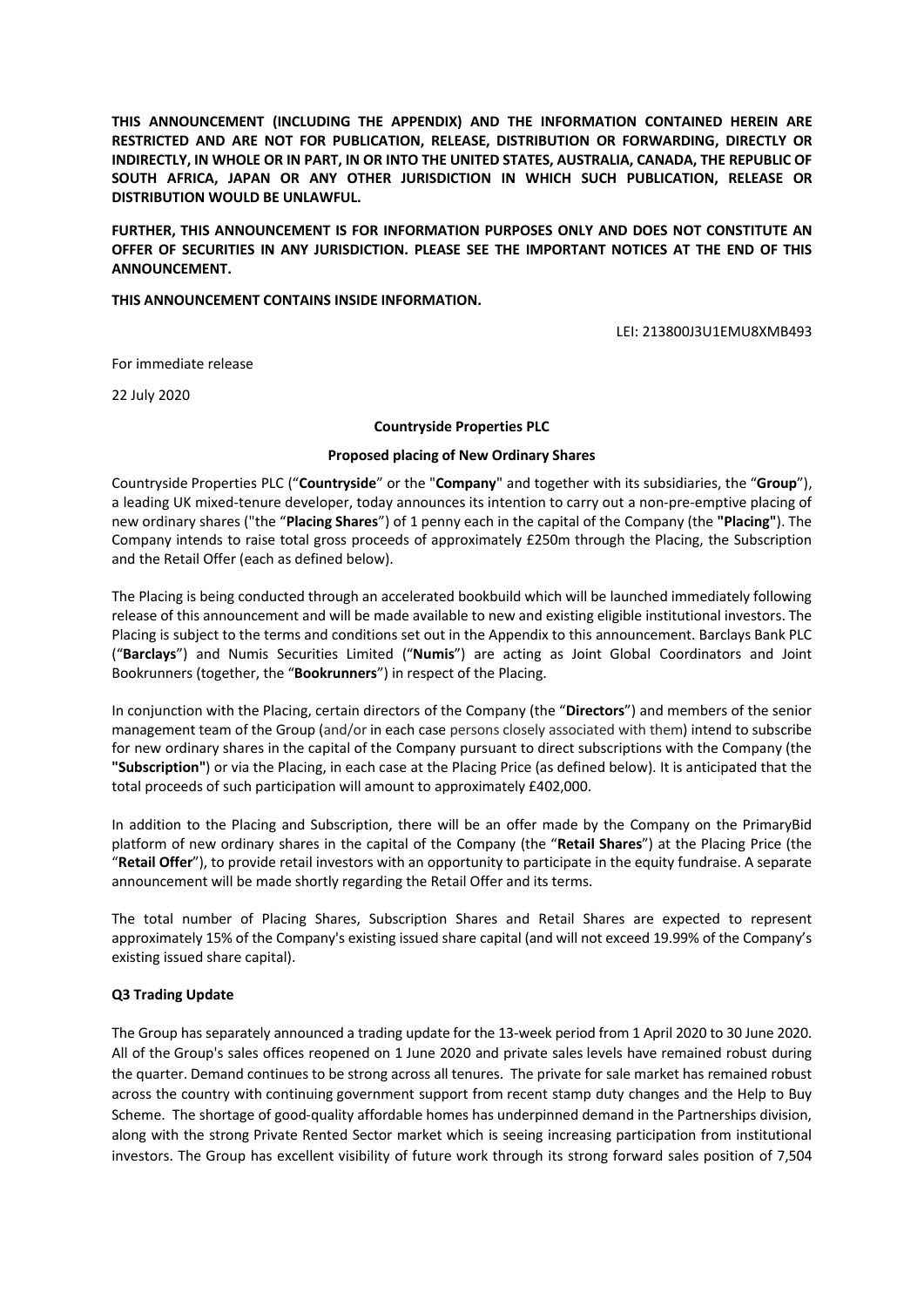**THIS ANNOUNCEMENT (INCLUDING THE APPENDIX) AND THE INFORMATION CONTAINED HEREIN ARE RESTRICTED AND ARE NOT FOR PUBLICATION, RELEASE, DISTRIBUTION OR FORWARDING, DIRECTLY OR INDIRECTLY, IN WHOLE OR IN PART, IN OR INTO THE UNITED STATES, AUSTRALIA, CANADA, THE REPUBLIC OF SOUTH AFRICA, JAPAN OR ANY OTHER JURISDICTION IN WHICH SUCH PUBLICATION, RELEASE OR DISTRIBUTION WOULD BE UNLAWFUL.**

**FURTHER, THIS ANNOUNCEMENT IS FOR INFORMATION PURPOSES ONLY AND DOES NOT CONSTITUTE AN OFFER OF SECURITIES IN ANY JURISDICTION. PLEASE SEE THE IMPORTANT NOTICES AT THE END OF THIS ANNOUNCEMENT.**

**THIS ANNOUNCEMENT CONTAINS INSIDE INFORMATION.**

LEI: 213800J3U1EMU8XMB493

For immediate release

22 July 2020

**Countryside Properties PLC**

**Proposed placing of New Ordinary Shares**

Countryside Properties PLC ("**Countryside**" or the "**Company**" and together with its subsidiaries, the "**Group**"), a leading UK mixed-tenure developer, today announces its intention to carry out a non-pre-emptive placing of new ordinary shares ("the "**Placing Shares**") of 1 penny each in the capital of the Company (the **"Placing"**). The Company intends to raise total gross proceeds of approximately £250m through the Placing, the Subscription and the Retail Offer (each as defined below).

The Placing is being conducted through an accelerated bookbuild which will be launched immediately following release of this announcement and will be made available to new and existing eligible institutional investors. The Placing is subject to the terms and conditions set out in the Appendix to this announcement. Barclays Bank PLC ("**Barclays**") and Numis Securities Limited ("**Numis**") are acting as Joint Global Coordinators and Joint Bookrunners (together, the "**Bookrunners**") in respect of the Placing.

In conjunction with the Placing, certain directors of the Company (the "**Directors**") and members of the senior management team of the Group (and/or in each case persons closely associated with them) intend to subscribe for new ordinary shares in the capital of the Company pursuant to direct subscriptions with the Company (the **"Subscription"**) or via the Placing, in each case at the Placing Price (as defined below). It is anticipated that the total proceeds of such participation will amount to approximately £402,000.

In addition to the Placing and Subscription, there will be an offer made by the Company on the PrimaryBid platform of new ordinary shares in the capital of the Company (the "**Retail Shares**") at the Placing Price (the "**Retail Offer**"), to provide retail investors with an opportunity to participate in the equity fundraise. A separate announcement will be made shortly regarding the Retail Offer and its terms.

The total number of Placing Shares, Subscription Shares and Retail Shares are expected to represent approximately 15% of the Company's existing issued share capital (and will not exceed 19.99% of the Company's existing issued share capital).

**Q3 Trading Update**

The Group has separately announced a trading update for the 13-week period from 1 April 2020 to 30 June 2020. All of the Group's sales offices reopened on 1 June 2020 and private sales levels have remained robust during the quarter. Demand continues to be strong across all tenures. The private for sale market has remained robust across the country with continuing government support from recent stamp duty changes and the Help to Buy Scheme. The shortage of good-quality affordable homes has underpinned demand in the Partnerships division, along with the strong Private Rented Sector market which is seeing increasing participation from institutional investors. The Group has excellent visibility of future work through its strong forward sales position of 7,504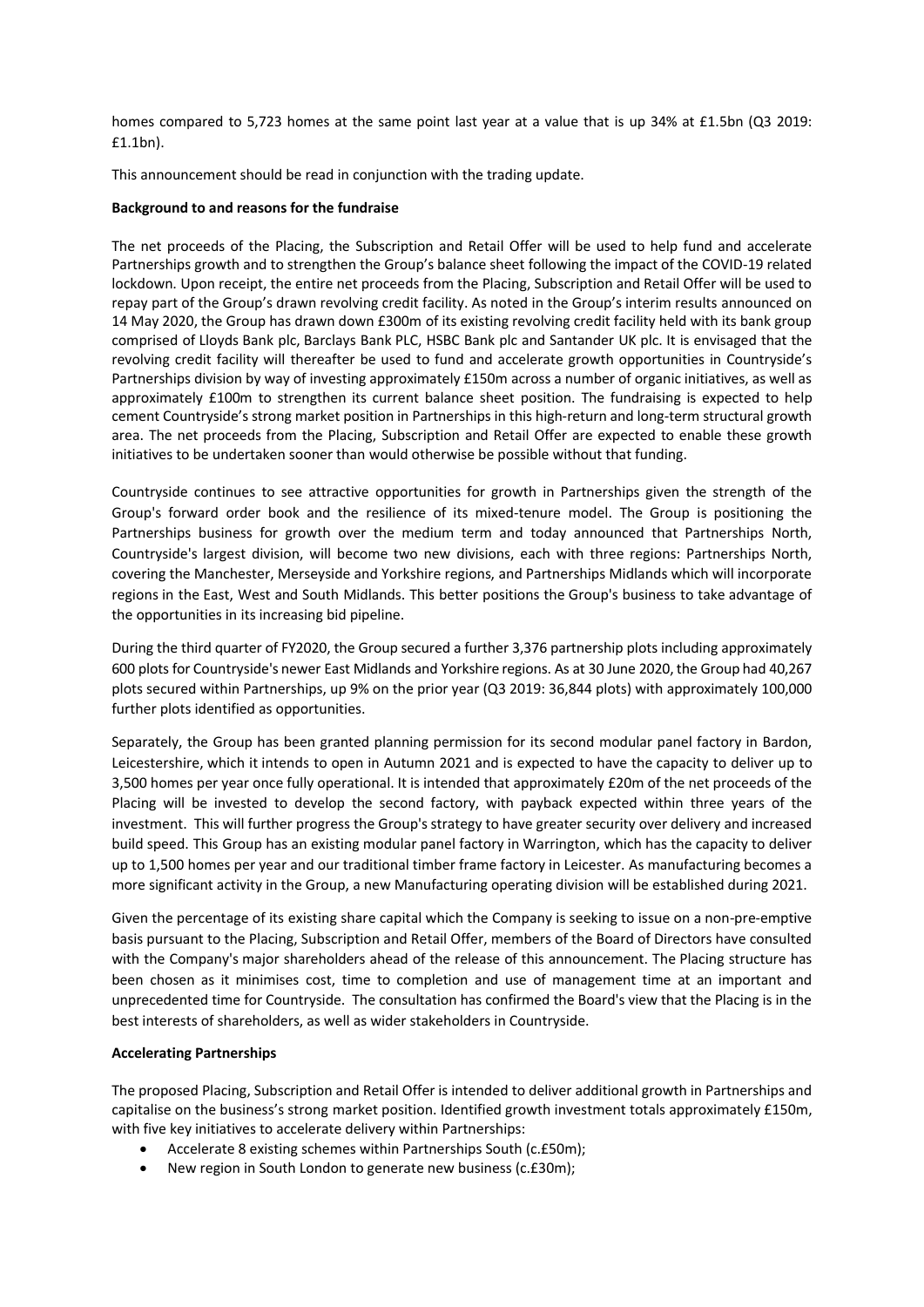homes compared to 5,723 homes at the same point last year at a value that is up 34% at £1.5bn (Q3 2019: £1.1bn).

This announcement should be read in conjunction with the trading update.

**Background to and reasons for the fundraise**

The net proceeds of the Placing, the Subscription and Retail Offer will be used to help fund and accelerate Partnerships growth and to strengthen the Group's balance sheet following the impact of the COVID-19 related lockdown. Upon receipt, the entire net proceeds from the Placing, Subscription and Retail Offer will be used to repay part of the Group's drawn revolving credit facility. As noted in the Group's interim results announced on 14 May 2020, the Group has drawn down £300m of its existing revolving credit facility held with its bank group comprised of Lloyds Bank plc, Barclays Bank PLC, HSBC Bank plc and Santander UK plc. It is envisaged that the revolving credit facility will thereafter be used to fund and accelerate growth opportunities in Countryside's Partnerships division by way of investing approximately £150m across a number of organic initiatives, as well as approximately £100m to strengthen its current balance sheet position. The fundraising is expected to help cement Countryside's strong market position in Partnerships in this high-return and long-term structural growth area. The net proceeds from the Placing, Subscription and Retail Offer are expected to enable these growth initiatives to be undertaken sooner than would otherwise be possible without that funding.

Countryside continues to see attractive opportunities for growth in Partnerships given the strength of the Group's forward order book and the resilience of its mixed-tenure model. The Group is positioning the Partnerships business for growth over the medium term and today announced that Partnerships North, Countryside's largest division, will become two new divisions, each with three regions: Partnerships North, covering the Manchester, Merseyside and Yorkshire regions, and Partnerships Midlands which will incorporate regions in the East, West and South Midlands. This better positions the Group's business to take advantage of the opportunities in its increasing bid pipeline.

During the third quarter of FY2020, the Group secured a further 3,376 partnership plots including approximately 600 plots for Countryside's newer East Midlands and Yorkshire regions. As at 30 June 2020, the Group had 40,267 plots secured within Partnerships, up 9% on the prior year (Q3 2019: 36,844 plots) with approximately 100,000 further plots identified as opportunities.

Separately, the Group has been granted planning permission for its second modular panel factory in Bardon, Leicestershire, which it intends to open in Autumn 2021 and is expected to have the capacity to deliver up to 3,500 homes per year once fully operational. It is intended that approximately £20m of the net proceeds of the Placing will be invested to develop the second factory, with payback expected within three years of the investment. This will further progress the Group's strategy to have greater security over delivery and increased build speed. This Group has an existing modular panel factory in Warrington, which has the capacity to deliver up to 1,500 homes per year and our traditional timber frame factory in Leicester. As manufacturing becomes a more significant activity in the Group, a new Manufacturing operating division will be established during 2021.

Given the percentage of its existing share capital which the Company is seeking to issue on a non-pre-emptive basis pursuant to the Placing, Subscription and Retail Offer, members of the Board of Directors have consulted with the Company's major shareholders ahead of the release of this announcement. The Placing structure has been chosen as it minimises cost, time to completion and use of management time at an important and unprecedented time for Countryside. The consultation has confirmed the Board's view that the Placing is in the best interests of shareholders, as well as wider stakeholders in Countryside.

**Accelerating Partnerships**

The proposed Placing, Subscription and Retail Offer is intended to deliver additional growth in Partnerships and capitalise on the business's strong market position. Identified growth investment totals approximately £150m, with five key initiatives to accelerate delivery within Partnerships:

- Accelerate 8 existing schemes within Partnerships South (c.£50m);
- New region in South London to generate new business (c.£30m);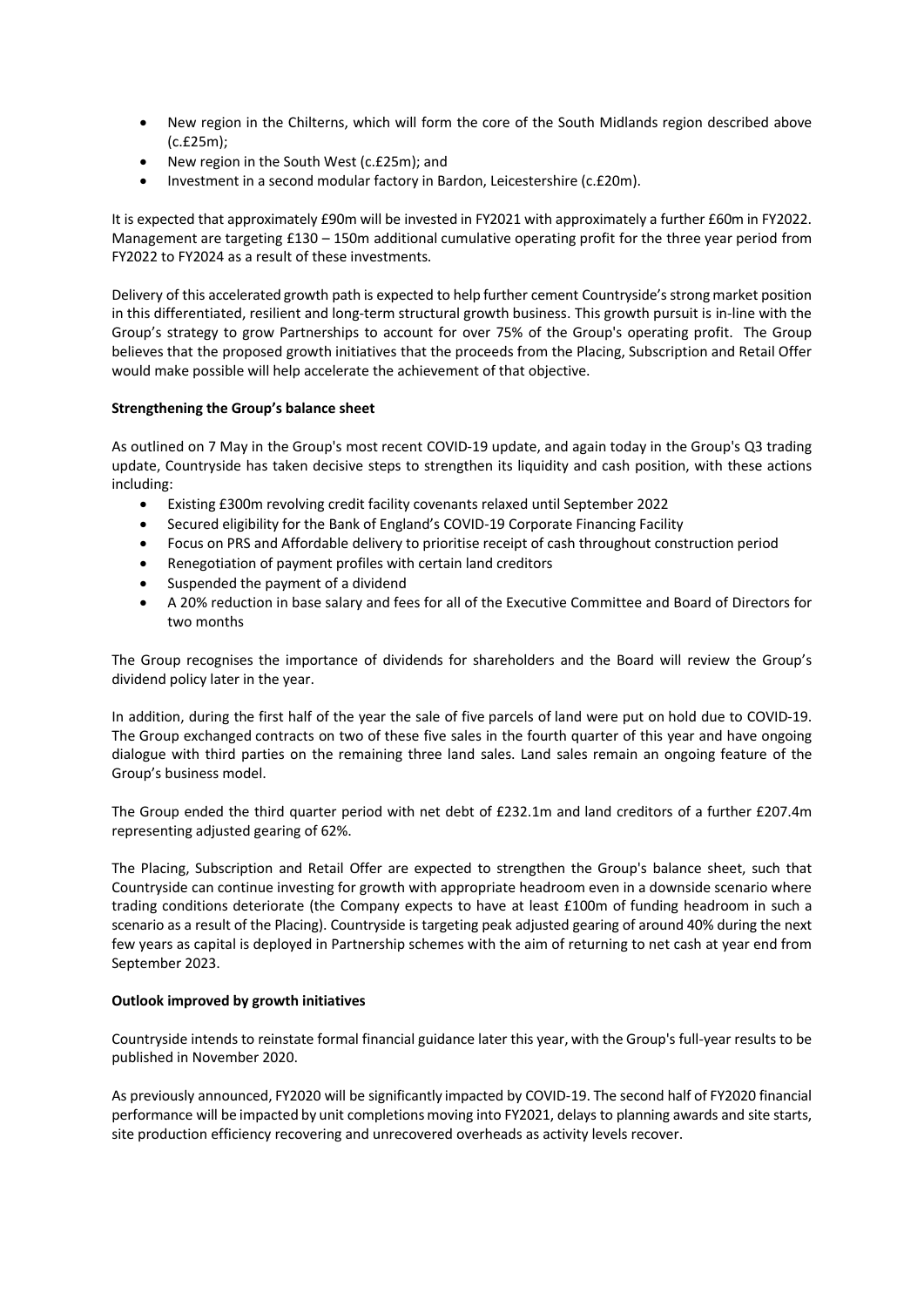- New region in the Chilterns, which will form the core of the South Midlands region described above (c.£25m);
- New region in the South West (c.£25m); and
- Investment in a second modular factory in Bardon, Leicestershire (c.£20m).

It is expected that approximately £90m will be invested in FY2021 with approximately a further £60m in FY2022. Management are targeting £130 – 150m additional cumulative operating profit for the three year period from FY2022 to FY2024 as a result of these investments.

Delivery of this accelerated growth path is expected to help further cement Countryside's strong market position in this differentiated, resilient and long-term structural growth business. This growth pursuit is in-line with the Group's strategy to grow Partnerships to account for over 75% of the Group's operating profit. The Group believes that the proposed growth initiatives that the proceeds from the Placing, Subscription and Retail Offer would make possible will help accelerate the achievement of that objective.

**Strengthening the Group's balance sheet**

As outlined on 7 May in the Group's most recent COVID-19 update, and again today in the Group's Q3 trading update, Countryside has taken decisive steps to strengthen its liquidity and cash position, with these actions including:

- Existing £300m revolving credit facility covenants relaxed until September 2022
- Secured eligibility for the Bank of England's COVID-19 Corporate Financing Facility
- Focus on PRS and Affordable delivery to prioritise receipt of cash throughout construction period
- Renegotiation of payment profiles with certain land creditors
- Suspended the payment of a dividend
- A 20% reduction in base salary and fees for all of the Executive Committee and Board of Directors for two months

The Group recognises the importance of dividends for shareholders and the Board will review the Group's dividend policy later in the year.

In addition, during the first half of the year the sale of five parcels of land were put on hold due to COVID-19. The Group exchanged contracts on two of these five sales in the fourth quarter of this year and have ongoing dialogue with third parties on the remaining three land sales. Land sales remain an ongoing feature of the Group's business model.

The Group ended the third quarter period with net debt of £232.1m and land creditors of a further £207.4m representing adjusted gearing of 62%.

The Placing, Subscription and Retail Offer are expected to strengthen the Group's balance sheet, such that Countryside can continue investing for growth with appropriate headroom even in a downside scenario where trading conditions deteriorate (the Company expects to have at least £100m of funding headroom in such a scenario as a result of the Placing). Countryside is targeting peak adjusted gearing of around 40% during the next few years as capital is deployed in Partnership schemes with the aim of returning to net cash at year end from September 2023.

**Outlook improved by growth initiatives**

Countryside intends to reinstate formal financial guidance later this year, with the Group's full-year results to be published in November 2020.

As previously announced, FY2020 will be significantly impacted by COVID-19. The second half of FY2020 financial performance will be impacted by unit completions moving into FY2021, delays to planning awards and site starts, site production efficiency recovering and unrecovered overheads as activity levels recover.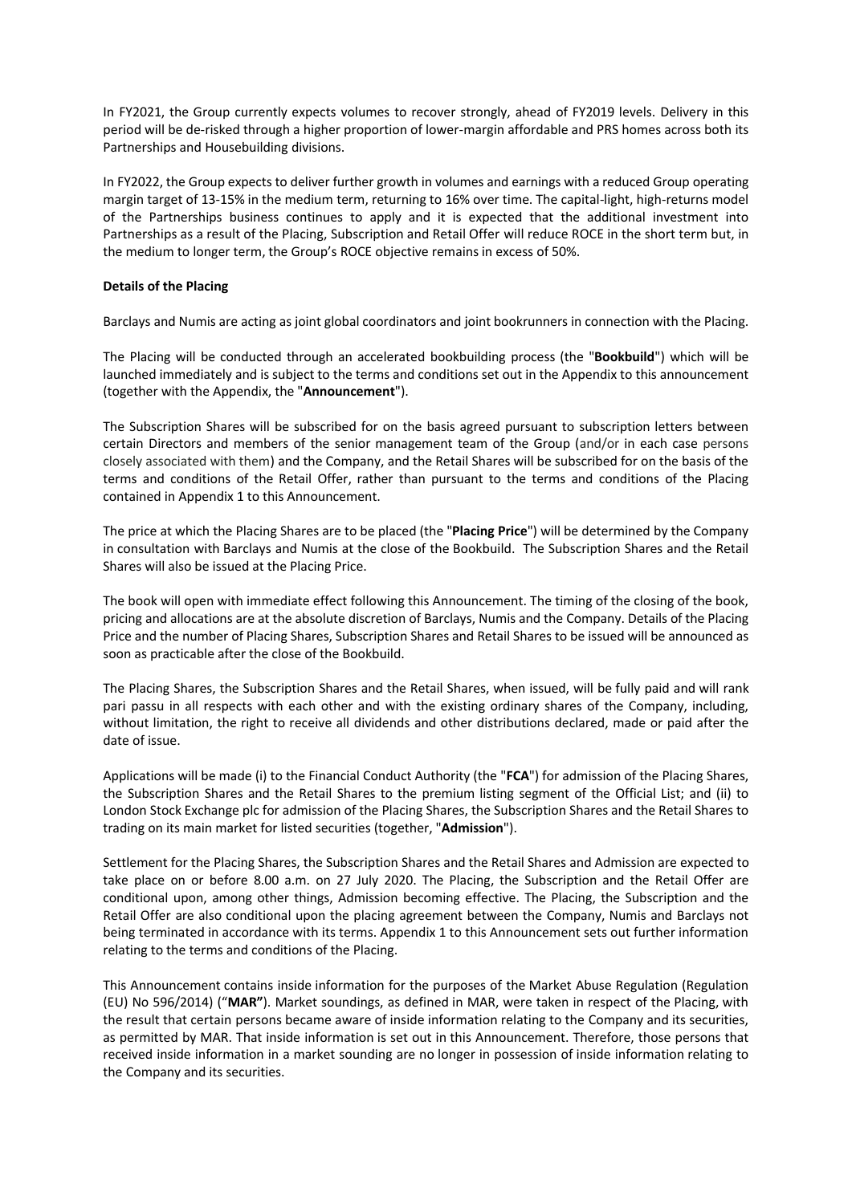In FY2021, the Group currently expects volumes to recover strongly, ahead of FY2019 levels. Delivery in this period will be de-risked through a higher proportion of lower-margin affordable and PRS homes across both its Partnerships and Housebuilding divisions.

In FY2022, the Group expects to deliver further growth in volumes and earnings with a reduced Group operating margin target of 13-15% in the medium term, returning to 16% over time. The capital-light, high-returns model of the Partnerships business continues to apply and it is expected that the additional investment into Partnerships as a result of the Placing, Subscription and Retail Offer will reduce ROCE in the short term but, in the medium to longer term, the Group's ROCE objective remains in excess of 50%.

**Details of the Placing**

Barclays and Numis are acting as joint global coordinators and joint bookrunners in connection with the Placing.

The Placing will be conducted through an accelerated bookbuilding process (the "**Bookbuild**") which will be launched immediately and is subject to the terms and conditions set out in the Appendix to this announcement (together with the Appendix, the "**Announcement**").

The Subscription Shares will be subscribed for on the basis agreed pursuant to subscription letters between certain Directors and members of the senior management team of the Group (and/or in each case persons closely associated with them) and the Company, and the Retail Shares will be subscribed for on the basis of the terms and conditions of the Retail Offer, rather than pursuant to the terms and conditions of the Placing contained in Appendix 1 to this Announcement.

The price at which the Placing Shares are to be placed (the "**Placing Price**") will be determined by the Company in consultation with Barclays and Numis at the close of the Bookbuild. The Subscription Shares and the Retail Shares will also be issued at the Placing Price.

The book will open with immediate effect following this Announcement. The timing of the closing of the book, pricing and allocations are at the absolute discretion of Barclays, Numis and the Company. Details of the Placing Price and the number of Placing Shares, Subscription Shares and Retail Shares to be issued will be announced as soon as practicable after the close of the Bookbuild.

The Placing Shares, the Subscription Shares and the Retail Shares, when issued, will be fully paid and will rank pari passu in all respects with each other and with the existing ordinary shares of the Company, including, without limitation, the right to receive all dividends and other distributions declared, made or paid after the date of issue.

Applications will be made (i) to the Financial Conduct Authority (the "**FCA**") for admission of the Placing Shares, the Subscription Shares and the Retail Shares to the premium listing segment of the Official List; and (ii) to London Stock Exchange plc for admission of the Placing Shares, the Subscription Shares and the Retail Shares to trading on its main market for listed securities (together, "**Admission**").

Settlement for the Placing Shares, the Subscription Shares and the Retail Shares and Admission are expected to take place on or before 8.00 a.m. on 27 July 2020. The Placing, the Subscription and the Retail Offer are conditional upon, among other things, Admission becoming effective. The Placing, the Subscription and the Retail Offer are also conditional upon the placing agreement between the Company, Numis and Barclays not being terminated in accordance with its terms. Appendix 1 to this Announcement sets out further information relating to the terms and conditions of the Placing.

This Announcement contains inside information for the purposes of the Market Abuse Regulation (Regulation (EU) No 596/2014) ("**MAR**"). Market soundings, as defined in MAR, were taken in respect of the Placing, with the result that certain persons became aware of inside information relating to the Company and its securities, as permitted by MAR. That inside information is set out in this Announcement. Therefore, those persons that received inside information in a market sounding are no longer in possession of inside information relating to the Company and its securities.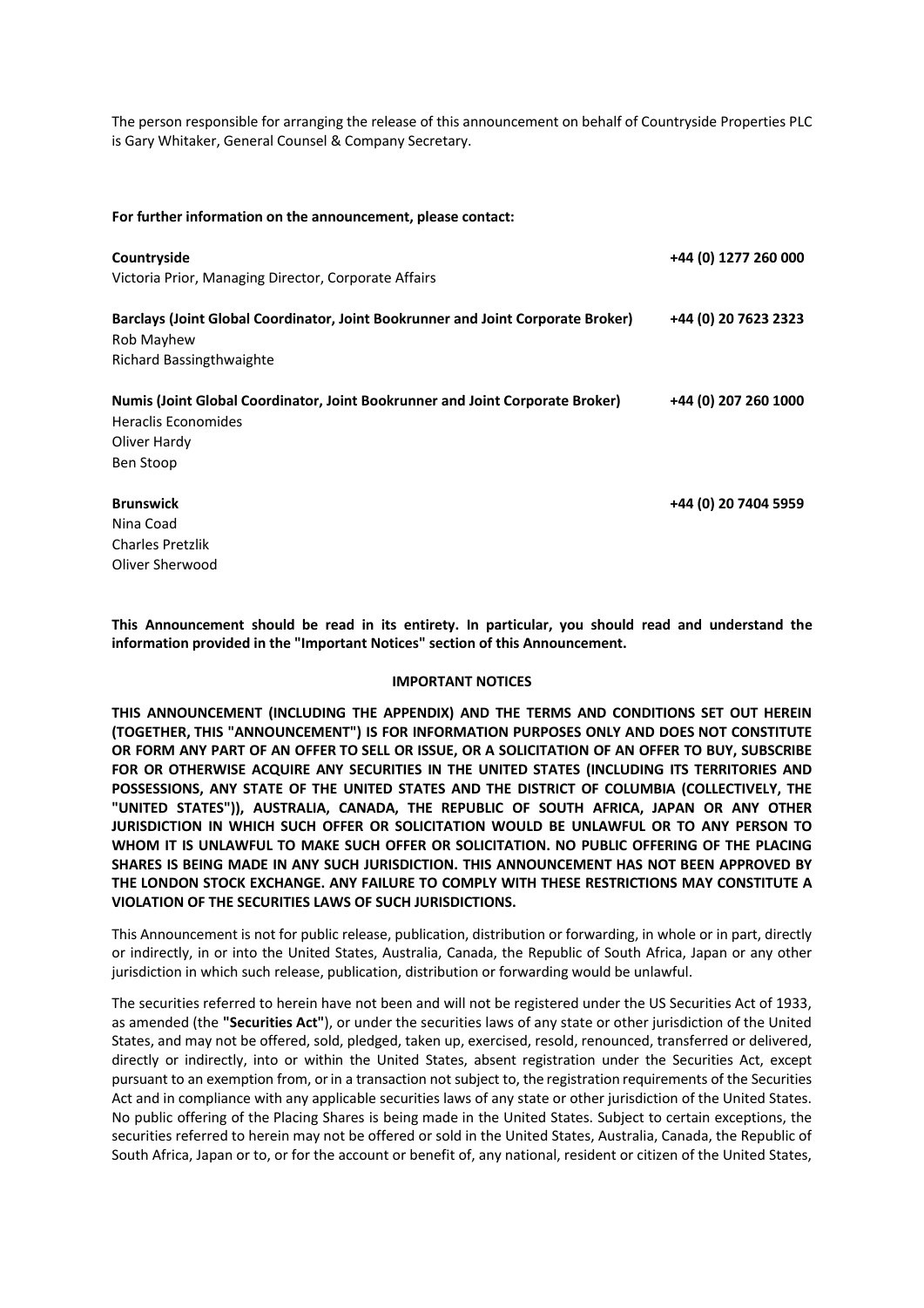The person responsible for arranging the release of this announcement on behalf of Countryside Properties PLC is Gary Whitaker, General Counsel & Company Secretary.

**For further information on the announcement, please contact:**

**Countryside** **+44 (0) 1277 260 000**
Victoria Prior, Managing Director, Corporate Affairs

**Barclays (Joint Global Coordinator, Joint Bookrunner and Joint Corporate Broker)** **+44 (0) 20 7623 2323**
Rob Mayhew
Richard Bassingthwaighte

**Numis (Joint Global Coordinator, Joint Bookrunner and Joint Corporate Broker)** **+44 (0) 207 260 1000**
Heraclis Economides
Oliver Hardy
Ben Stoop

**Brunswick** **+44 (0) 20 7404 5959**
Nina Coad
Charles Pretzlik
Oliver Sherwood

**This Announcement should be read in its entirety. In particular, you should read and understand the information provided in the "Important Notices" section of this Announcement.**

**IMPORTANT NOTICES**

**THIS ANNOUNCEMENT (INCLUDING THE APPENDIX) AND THE TERMS AND CONDITIONS SET OUT HEREIN (TOGETHER, THIS "ANNOUNCEMENT") IS FOR INFORMATION PURPOSES ONLY AND DOES NOT CONSTITUTE OR FORM ANY PART OF AN OFFER TO SELL OR ISSUE, OR A SOLICITATION OF AN OFFER TO BUY, SUBSCRIBE FOR OR OTHERWISE ACQUIRE ANY SECURITIES IN THE UNITED STATES (INCLUDING ITS TERRITORIES AND POSSESSIONS, ANY STATE OF THE UNITED STATES AND THE DISTRICT OF COLUMBIA (COLLECTIVELY, THE "UNITED STATES")), AUSTRALIA, CANADA, THE REPUBLIC OF SOUTH AFRICA, JAPAN OR ANY OTHER JURISDICTION IN WHICH SUCH OFFER OR SOLICITATION WOULD BE UNLAWFUL OR TO ANY PERSON TO WHOM IT IS UNLAWFUL TO MAKE SUCH OFFER OR SOLICITATION. NO PUBLIC OFFERING OF THE PLACING SHARES IS BEING MADE IN ANY SUCH JURISDICTION. THIS ANNOUNCEMENT HAS NOT BEEN APPROVED BY THE LONDON STOCK EXCHANGE. ANY FAILURE TO COMPLY WITH THESE RESTRICTIONS MAY CONSTITUTE A VIOLATION OF THE SECURITIES LAWS OF SUCH JURISDICTIONS.**

This Announcement is not for public release, publication, distribution or forwarding, in whole or in part, directly or indirectly, in or into the United States, Australia, Canada, the Republic of South Africa, Japan or any other jurisdiction in which such release, publication, distribution or forwarding would be unlawful.

The securities referred to herein have not been and will not be registered under the US Securities Act of 1933, as amended (the **"Securities Act"**), or under the securities laws of any state or other jurisdiction of the United States, and may not be offered, sold, pledged, taken up, exercised, resold, renounced, transferred or delivered, directly or indirectly, into or within the United States, absent registration under the Securities Act, except pursuant to an exemption from, or in a transaction not subject to, the registration requirements of the Securities Act and in compliance with any applicable securities laws of any state or other jurisdiction of the United States. No public offering of the Placing Shares is being made in the United States. Subject to certain exceptions, the securities referred to herein may not be offered or sold in the United States, Australia, Canada, the Republic of South Africa, Japan or to, or for the account or benefit of, any national, resident or citizen of the United States,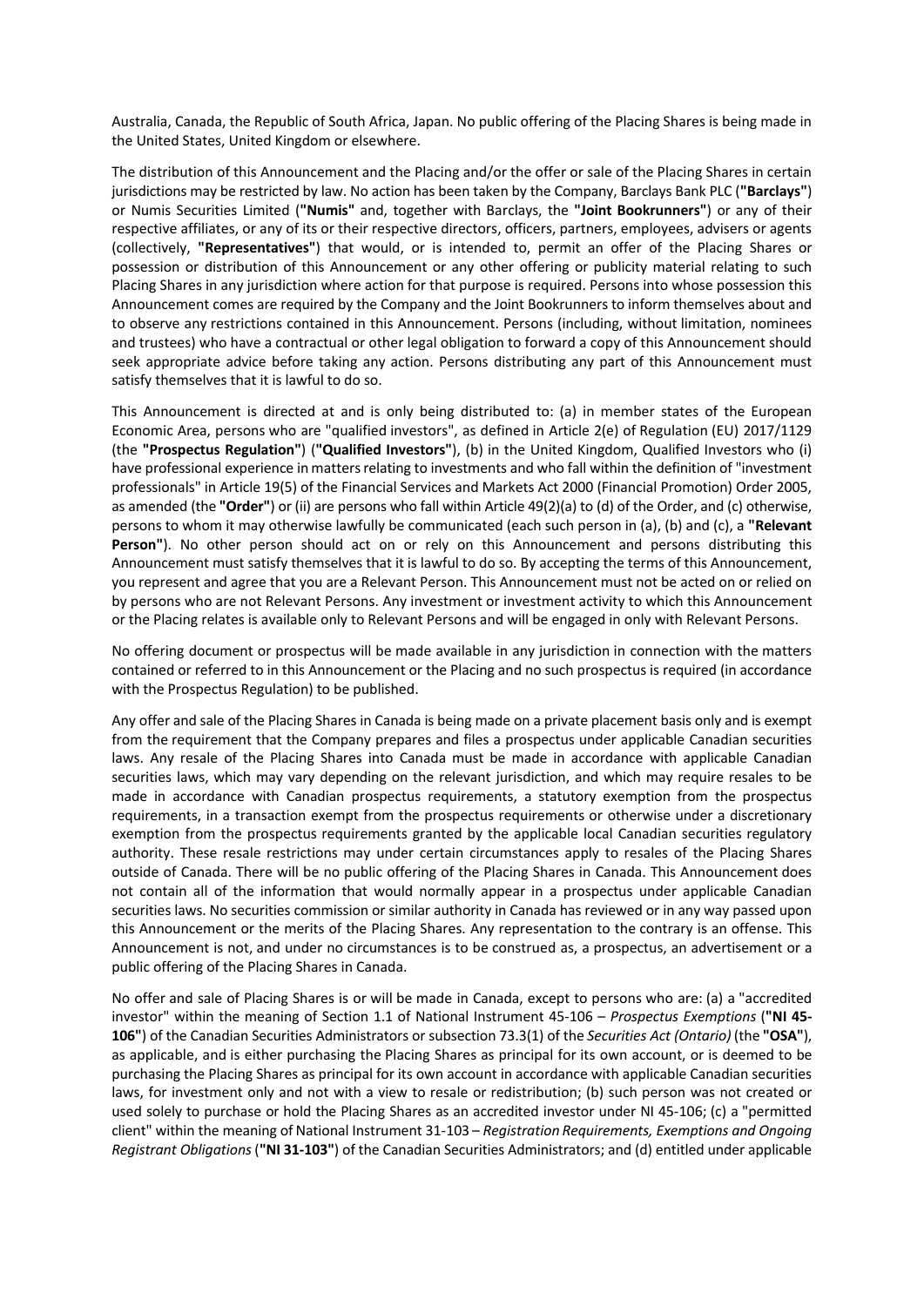Australia, Canada, the Republic of South Africa, Japan. No public offering of the Placing Shares is being made in the United States, United Kingdom or elsewhere.

The distribution of this Announcement and the Placing and/or the offer or sale of the Placing Shares in certain jurisdictions may be restricted by law. No action has been taken by the Company, Barclays Bank PLC (**"Barclays"**) or Numis Securities Limited (**"Numis"** and, together with Barclays, the **"Joint Bookrunners"**) or any of their respective affiliates, or any of its or their respective directors, officers, partners, employees, advisers or agents (collectively, **"Representatives"**) that would, or is intended to, permit an offer of the Placing Shares or possession or distribution of this Announcement or any other offering or publicity material relating to such Placing Shares in any jurisdiction where action for that purpose is required. Persons into whose possession this Announcement comes are required by the Company and the Joint Bookrunners to inform themselves about and to observe any restrictions contained in this Announcement. Persons (including, without limitation, nominees and trustees) who have a contractual or other legal obligation to forward a copy of this Announcement should seek appropriate advice before taking any action. Persons distributing any part of this Announcement must satisfy themselves that it is lawful to do so.

This Announcement is directed at and is only being distributed to: (a) in member states of the European Economic Area, persons who are "qualified investors", as defined in Article 2(e) of Regulation (EU) 2017/1129 (the **"Prospectus Regulation"**) (**"Qualified Investors"**), (b) in the United Kingdom, Qualified Investors who (i) have professional experience in matters relating to investments and who fall within the definition of "investment professionals" in Article 19(5) of the Financial Services and Markets Act 2000 (Financial Promotion) Order 2005, as amended (the **"Order"**) or (ii) are persons who fall within Article 49(2)(a) to (d) of the Order, and (c) otherwise, persons to whom it may otherwise lawfully be communicated (each such person in (a), (b) and (c), a **"Relevant Person"**). No other person should act on or rely on this Announcement and persons distributing this Announcement must satisfy themselves that it is lawful to do so. By accepting the terms of this Announcement, you represent and agree that you are a Relevant Person. This Announcement must not be acted on or relied on by persons who are not Relevant Persons. Any investment or investment activity to which this Announcement or the Placing relates is available only to Relevant Persons and will be engaged in only with Relevant Persons.

No offering document or prospectus will be made available in any jurisdiction in connection with the matters contained or referred to in this Announcement or the Placing and no such prospectus is required (in accordance with the Prospectus Regulation) to be published.

Any offer and sale of the Placing Shares in Canada is being made on a private placement basis only and is exempt from the requirement that the Company prepares and files a prospectus under applicable Canadian securities laws. Any resale of the Placing Shares into Canada must be made in accordance with applicable Canadian securities laws, which may vary depending on the relevant jurisdiction, and which may require resales to be made in accordance with Canadian prospectus requirements, a statutory exemption from the prospectus requirements, in a transaction exempt from the prospectus requirements or otherwise under a discretionary exemption from the prospectus requirements granted by the applicable local Canadian securities regulatory authority. These resale restrictions may under certain circumstances apply to resales of the Placing Shares outside of Canada. There will be no public offering of the Placing Shares in Canada. This Announcement does not contain all of the information that would normally appear in a prospectus under applicable Canadian securities laws. No securities commission or similar authority in Canada has reviewed or in any way passed upon this Announcement or the merits of the Placing Shares. Any representation to the contrary is an offense. This Announcement is not, and under no circumstances is to be construed as, a prospectus, an advertisement or a public offering of the Placing Shares in Canada.

No offer and sale of Placing Shares is or will be made in Canada, except to persons who are: (a) a "accredited investor" within the meaning of Section 1.1 of National Instrument 45-106 – *Prospectus Exemptions* (**"NI 45-106"**) of the Canadian Securities Administrators or subsection 73.3(1) of the *Securities Act (Ontario)* (the **"OSA"**), as applicable, and is either purchasing the Placing Shares as principal for its own account, or is deemed to be purchasing the Placing Shares as principal for its own account in accordance with applicable Canadian securities laws, for investment only and not with a view to resale or redistribution; (b) such person was not created or used solely to purchase or hold the Placing Shares as an accredited investor under NI 45-106; (c) a "permitted client" within the meaning of National Instrument 31-103 – *Registration Requirements, Exemptions and Ongoing Registrant Obligations* (**"NI 31-103"**) of the Canadian Securities Administrators; and (d) entitled under applicable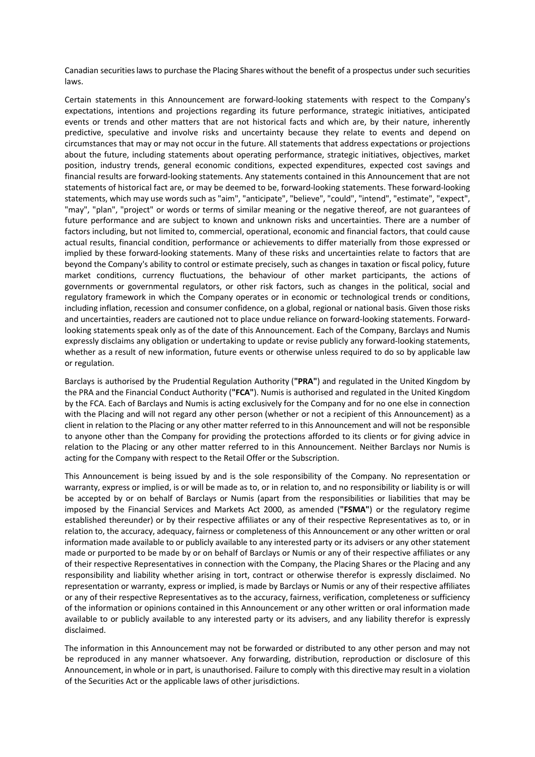Canadian securities laws to purchase the Placing Shares without the benefit of a prospectus under such securities laws.

Certain statements in this Announcement are forward-looking statements with respect to the Company's expectations, intentions and projections regarding its future performance, strategic initiatives, anticipated events or trends and other matters that are not historical facts and which are, by their nature, inherently predictive, speculative and involve risks and uncertainty because they relate to events and depend on circumstances that may or may not occur in the future. All statements that address expectations or projections about the future, including statements about operating performance, strategic initiatives, objectives, market position, industry trends, general economic conditions, expected expenditures, expected cost savings and financial results are forward-looking statements. Any statements contained in this Announcement that are not statements of historical fact are, or may be deemed to be, forward-looking statements. These forward-looking statements, which may use words such as "aim", "anticipate", "believe", "could", "intend", "estimate", "expect", "may", "plan", "project" or words or terms of similar meaning or the negative thereof, are not guarantees of future performance and are subject to known and unknown risks and uncertainties. There are a number of factors including, but not limited to, commercial, operational, economic and financial factors, that could cause actual results, financial condition, performance or achievements to differ materially from those expressed or implied by these forward-looking statements. Many of these risks and uncertainties relate to factors that are beyond the Company's ability to control or estimate precisely, such as changes in taxation or fiscal policy, future market conditions, currency fluctuations, the behaviour of other market participants, the actions of governments or governmental regulators, or other risk factors, such as changes in the political, social and regulatory framework in which the Company operates or in economic or technological trends or conditions, including inflation, recession and consumer confidence, on a global, regional or national basis. Given those risks and uncertainties, readers are cautioned not to place undue reliance on forward-looking statements. Forward-looking statements speak only as of the date of this Announcement. Each of the Company, Barclays and Numis expressly disclaims any obligation or undertaking to update or revise publicly any forward-looking statements, whether as a result of new information, future events or otherwise unless required to do so by applicable law or regulation.

Barclays is authorised by the Prudential Regulation Authority (**"PRA"**) and regulated in the United Kingdom by the PRA and the Financial Conduct Authority (**"FCA"**). Numis is authorised and regulated in the United Kingdom by the FCA. Each of Barclays and Numis is acting exclusively for the Company and for no one else in connection with the Placing and will not regard any other person (whether or not a recipient of this Announcement) as a client in relation to the Placing or any other matter referred to in this Announcement and will not be responsible to anyone other than the Company for providing the protections afforded to its clients or for giving advice in relation to the Placing or any other matter referred to in this Announcement. Neither Barclays nor Numis is acting for the Company with respect to the Retail Offer or the Subscription.

This Announcement is being issued by and is the sole responsibility of the Company. No representation or warranty, express or implied, is or will be made as to, or in relation to, and no responsibility or liability is or will be accepted by or on behalf of Barclays or Numis (apart from the responsibilities or liabilities that may be imposed by the Financial Services and Markets Act 2000, as amended (**"FSMA"**) or the regulatory regime established thereunder) or by their respective affiliates or any of their respective Representatives as to, or in relation to, the accuracy, adequacy, fairness or completeness of this Announcement or any other written or oral information made available to or publicly available to any interested party or its advisers or any other statement made or purported to be made by or on behalf of Barclays or Numis or any of their respective affiliates or any of their respective Representatives in connection with the Company, the Placing Shares or the Placing and any responsibility and liability whether arising in tort, contract or otherwise therefor is expressly disclaimed. No representation or warranty, express or implied, is made by Barclays or Numis or any of their respective affiliates or any of their respective Representatives as to the accuracy, fairness, verification, completeness or sufficiency of the information or opinions contained in this Announcement or any other written or oral information made available to or publicly available to any interested party or its advisers, and any liability therefor is expressly disclaimed.

The information in this Announcement may not be forwarded or distributed to any other person and may not be reproduced in any manner whatsoever. Any forwarding, distribution, reproduction or disclosure of this Announcement, in whole or in part, is unauthorised. Failure to comply with this directive may result in a violation of the Securities Act or the applicable laws of other jurisdictions.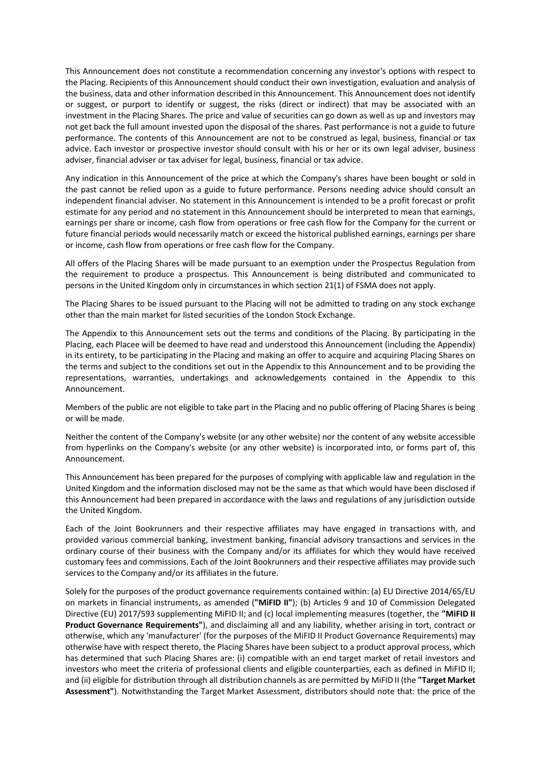This Announcement does not constitute a recommendation concerning any investor's options with respect to the Placing. Recipients of this Announcement should conduct their own investigation, evaluation and analysis of the business, data and other information described in this Announcement. This Announcement does not identify or suggest, or purport to identify or suggest, the risks (direct or indirect) that may be associated with an investment in the Placing Shares. The price and value of securities can go down as well as up and investors may not get back the full amount invested upon the disposal of the shares. Past performance is not a guide to future performance. The contents of this Announcement are not to be construed as legal, business, financial or tax advice. Each investor or prospective investor should consult with his or her or its own legal adviser, business adviser, financial adviser or tax adviser for legal, business, financial or tax advice.

Any indication in this Announcement of the price at which the Company's shares have been bought or sold in the past cannot be relied upon as a guide to future performance. Persons needing advice should consult an independent financial adviser. No statement in this Announcement is intended to be a profit forecast or profit estimate for any period and no statement in this Announcement should be interpreted to mean that earnings, earnings per share or income, cash flow from operations or free cash flow for the Company for the current or future financial periods would necessarily match or exceed the historical published earnings, earnings per share or income, cash flow from operations or free cash flow for the Company.

All offers of the Placing Shares will be made pursuant to an exemption under the Prospectus Regulation from the requirement to produce a prospectus. This Announcement is being distributed and communicated to persons in the United Kingdom only in circumstances in which section 21(1) of FSMA does not apply.

The Placing Shares to be issued pursuant to the Placing will not be admitted to trading on any stock exchange other than the main market for listed securities of the London Stock Exchange.

The Appendix to this Announcement sets out the terms and conditions of the Placing. By participating in the Placing, each Placee will be deemed to have read and understood this Announcement (including the Appendix) in its entirety, to be participating in the Placing and making an offer to acquire and acquiring Placing Shares on the terms and subject to the conditions set out in the Appendix to this Announcement and to be providing the representations, warranties, undertakings and acknowledgements contained in the Appendix to this Announcement.

Members of the public are not eligible to take part in the Placing and no public offering of Placing Shares is being or will be made.

Neither the content of the Company's website (or any other website) nor the content of any website accessible from hyperlinks on the Company's website (or any other website) is incorporated into, or forms part of, this Announcement.

This Announcement has been prepared for the purposes of complying with applicable law and regulation in the United Kingdom and the information disclosed may not be the same as that which would have been disclosed if this Announcement had been prepared in accordance with the laws and regulations of any jurisdiction outside the United Kingdom.

Each of the Joint Bookrunners and their respective affiliates may have engaged in transactions with, and provided various commercial banking, investment banking, financial advisory transactions and services in the ordinary course of their business with the Company and/or its affiliates for which they would have received customary fees and commissions. Each of the Joint Bookrunners and their respective affiliates may provide such services to the Company and/or its affiliates in the future.

Solely for the purposes of the product governance requirements contained within: (a) EU Directive 2014/65/EU on markets in financial instruments, as amended (**"MiFID II"**); (b) Articles 9 and 10 of Commission Delegated Directive (EU) 2017/593 supplementing MiFID II; and (c) local implementing measures (together, the **"MiFID II Product Governance Requirements"**), and disclaiming all and any liability, whether arising in tort, contract or otherwise, which any 'manufacturer' (for the purposes of the MiFID II Product Governance Requirements) may otherwise have with respect thereto, the Placing Shares have been subject to a product approval process, which has determined that such Placing Shares are: (i) compatible with an end target market of retail investors and investors who meet the criteria of professional clients and eligible counterparties, each as defined in MiFID II; and (ii) eligible for distribution through all distribution channels as are permitted by MiFID II (the **"Target Market Assessment"**). Notwithstanding the Target Market Assessment, distributors should note that: the price of the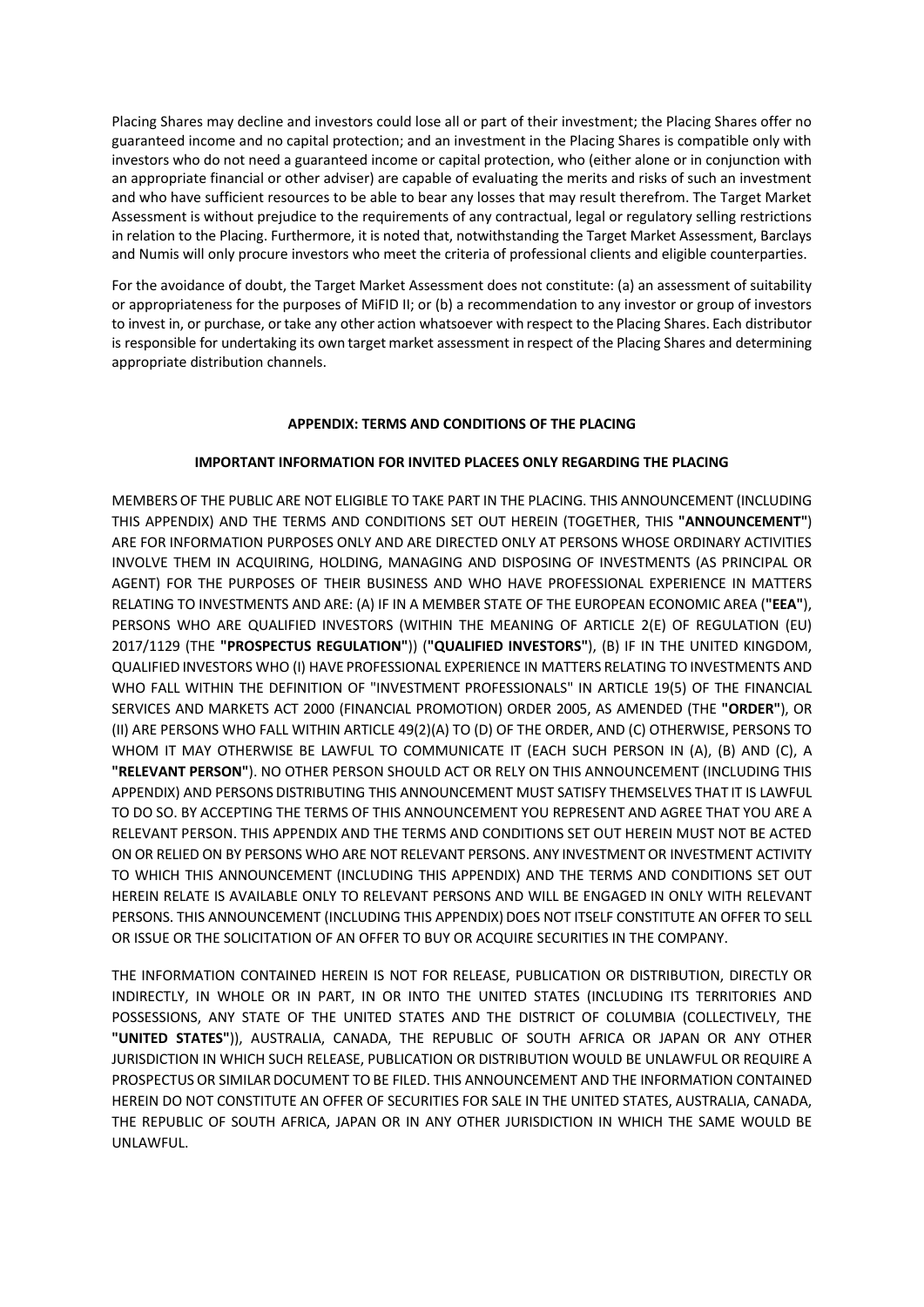Placing Shares may decline and investors could lose all or part of their investment; the Placing Shares offer no guaranteed income and no capital protection; and an investment in the Placing Shares is compatible only with investors who do not need a guaranteed income or capital protection, who (either alone or in conjunction with an appropriate financial or other adviser) are capable of evaluating the merits and risks of such an investment and who have sufficient resources to be able to bear any losses that may result therefrom. The Target Market Assessment is without prejudice to the requirements of any contractual, legal or regulatory selling restrictions in relation to the Placing. Furthermore, it is noted that, notwithstanding the Target Market Assessment, Barclays and Numis will only procure investors who meet the criteria of professional clients and eligible counterparties.

For the avoidance of doubt, the Target Market Assessment does not constitute: (a) an assessment of suitability or appropriateness for the purposes of MiFID II; or (b) a recommendation to any investor or group of investors to invest in, or purchase, or take any other action whatsoever with respect to the Placing Shares. Each distributor is responsible for undertaking its own target market assessment in respect of the Placing Shares and determining appropriate distribution channels.

## APPENDIX: TERMS AND CONDITIONS OF THE PLACING

### IMPORTANT INFORMATION FOR INVITED PLACEES ONLY REGARDING THE PLACING

MEMBERS OF THE PUBLIC ARE NOT ELIGIBLE TO TAKE PART IN THE PLACING. THIS ANNOUNCEMENT (INCLUDING THIS APPENDIX) AND THE TERMS AND CONDITIONS SET OUT HEREIN (TOGETHER, THIS **"ANNOUNCEMENT"**) ARE FOR INFORMATION PURPOSES ONLY AND ARE DIRECTED ONLY AT PERSONS WHOSE ORDINARY ACTIVITIES INVOLVE THEM IN ACQUIRING, HOLDING, MANAGING AND DISPOSING OF INVESTMENTS (AS PRINCIPAL OR AGENT) FOR THE PURPOSES OF THEIR BUSINESS AND WHO HAVE PROFESSIONAL EXPERIENCE IN MATTERS RELATING TO INVESTMENTS AND ARE: (A) IF IN A MEMBER STATE OF THE EUROPEAN ECONOMIC AREA (**"EEA"**), PERSONS WHO ARE QUALIFIED INVESTORS (WITHIN THE MEANING OF ARTICLE 2(E) OF REGULATION (EU) 2017/1129 (THE **"PROSPECTUS REGULATION"**)) (**"QUALIFIED INVESTORS"**), (B) IF IN THE UNITED KINGDOM, QUALIFIED INVESTORS WHO (I) HAVE PROFESSIONAL EXPERIENCE IN MATTERS RELATING TO INVESTMENTS AND WHO FALL WITHIN THE DEFINITION OF "INVESTMENT PROFESSIONALS" IN ARTICLE 19(5) OF THE FINANCIAL SERVICES AND MARKETS ACT 2000 (FINANCIAL PROMOTION) ORDER 2005, AS AMENDED (THE **"ORDER"**), OR (II) ARE PERSONS WHO FALL WITHIN ARTICLE 49(2)(A) TO (D) OF THE ORDER, AND (C) OTHERWISE, PERSONS TO WHOM IT MAY OTHERWISE BE LAWFUL TO COMMUNICATE IT (EACH SUCH PERSON IN (A), (B) AND (C), A **"RELEVANT PERSON"**). NO OTHER PERSON SHOULD ACT OR RELY ON THIS ANNOUNCEMENT (INCLUDING THIS APPENDIX) AND PERSONS DISTRIBUTING THIS ANNOUNCEMENT MUST SATISFY THEMSELVES THAT IT IS LAWFUL TO DO SO. BY ACCEPTING THE TERMS OF THIS ANNOUNCEMENT YOU REPRESENT AND AGREE THAT YOU ARE A RELEVANT PERSON. THIS APPENDIX AND THE TERMS AND CONDITIONS SET OUT HEREIN MUST NOT BE ACTED ON OR RELIED ON BY PERSONS WHO ARE NOT RELEVANT PERSONS. ANY INVESTMENT OR INVESTMENT ACTIVITY TO WHICH THIS ANNOUNCEMENT (INCLUDING THIS APPENDIX) AND THE TERMS AND CONDITIONS SET OUT HEREIN RELATE IS AVAILABLE ONLY TO RELEVANT PERSONS AND WILL BE ENGAGED IN ONLY WITH RELEVANT PERSONS. THIS ANNOUNCEMENT (INCLUDING THIS APPENDIX) DOES NOT ITSELF CONSTITUTE AN OFFER TO SELL OR ISSUE OR THE SOLICITATION OF AN OFFER TO BUY OR ACQUIRE SECURITIES IN THE COMPANY.

THE INFORMATION CONTAINED HEREIN IS NOT FOR RELEASE, PUBLICATION OR DISTRIBUTION, DIRECTLY OR INDIRECTLY, IN WHOLE OR IN PART, IN OR INTO THE UNITED STATES (INCLUDING ITS TERRITORIES AND POSSESSIONS, ANY STATE OF THE UNITED STATES AND THE DISTRICT OF COLUMBIA (COLLECTIVELY, THE **"UNITED STATES"**)), AUSTRALIA, CANADA, THE REPUBLIC OF SOUTH AFRICA OR JAPAN OR ANY OTHER JURISDICTION IN WHICH SUCH RELEASE, PUBLICATION OR DISTRIBUTION WOULD BE UNLAWFUL OR REQUIRE A PROSPECTUS OR SIMILAR DOCUMENT TO BE FILED. THIS ANNOUNCEMENT AND THE INFORMATION CONTAINED HEREIN DO NOT CONSTITUTE AN OFFER OF SECURITIES FOR SALE IN THE UNITED STATES, AUSTRALIA, CANADA, THE REPUBLIC OF SOUTH AFRICA, JAPAN OR IN ANY OTHER JURISDICTION IN WHICH THE SAME WOULD BE UNLAWFUL.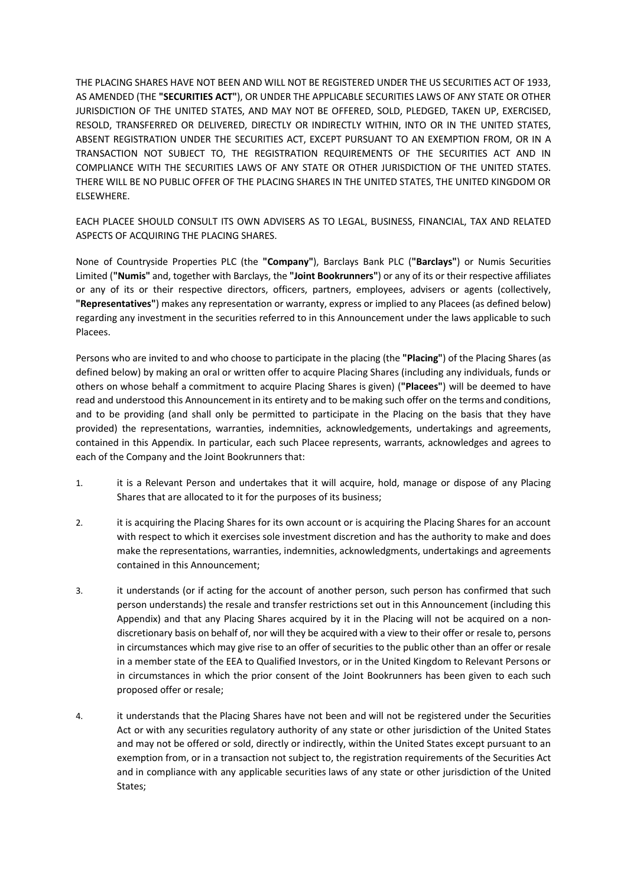THE PLACING SHARES HAVE NOT BEEN AND WILL NOT BE REGISTERED UNDER THE US SECURITIES ACT OF 1933, AS AMENDED (THE **"SECURITIES ACT"**), OR UNDER THE APPLICABLE SECURITIES LAWS OF ANY STATE OR OTHER JURISDICTION OF THE UNITED STATES, AND MAY NOT BE OFFERED, SOLD, PLEDGED, TAKEN UP, EXERCISED, RESOLD, TRANSFERRED OR DELIVERED, DIRECTLY OR INDIRECTLY WITHIN, INTO OR IN THE UNITED STATES, ABSENT REGISTRATION UNDER THE SECURITIES ACT, EXCEPT PURSUANT TO AN EXEMPTION FROM, OR IN A TRANSACTION NOT SUBJECT TO, THE REGISTRATION REQUIREMENTS OF THE SECURITIES ACT AND IN COMPLIANCE WITH THE SECURITIES LAWS OF ANY STATE OR OTHER JURISDICTION OF THE UNITED STATES. THERE WILL BE NO PUBLIC OFFER OF THE PLACING SHARES IN THE UNITED STATES, THE UNITED KINGDOM OR ELSEWHERE.

EACH PLACEE SHOULD CONSULT ITS OWN ADVISERS AS TO LEGAL, BUSINESS, FINANCIAL, TAX AND RELATED ASPECTS OF ACQUIRING THE PLACING SHARES.

None of Countryside Properties PLC (the **"Company"**), Barclays Bank PLC (**"Barclays"**) or Numis Securities Limited (**"Numis"** and, together with Barclays, the **"Joint Bookrunners"**) or any of its or their respective affiliates or any of its or their respective directors, officers, partners, employees, advisers or agents (collectively, **"Representatives"**) makes any representation or warranty, express or implied to any Placees (as defined below) regarding any investment in the securities referred to in this Announcement under the laws applicable to such Placees.

Persons who are invited to and who choose to participate in the placing (the **"Placing"**) of the Placing Shares (as defined below) by making an oral or written offer to acquire Placing Shares (including any individuals, funds or others on whose behalf a commitment to acquire Placing Shares is given) (**"Placees"**) will be deemed to have read and understood this Announcement in its entirety and to be making such offer on the terms and conditions, and to be providing (and shall only be permitted to participate in the Placing on the basis that they have provided) the representations, warranties, indemnities, acknowledgements, undertakings and agreements, contained in this Appendix. In particular, each such Placee represents, warrants, acknowledges and agrees to each of the Company and the Joint Bookrunners that:

1. it is a Relevant Person and undertakes that it will acquire, hold, manage or dispose of any Placing Shares that are allocated to it for the purposes of its business;

2. it is acquiring the Placing Shares for its own account or is acquiring the Placing Shares for an account with respect to which it exercises sole investment discretion and has the authority to make and does make the representations, warranties, indemnities, acknowledgments, undertakings and agreements contained in this Announcement;

3. it understands (or if acting for the account of another person, such person has confirmed that such person understands) the resale and transfer restrictions set out in this Announcement (including this Appendix) and that any Placing Shares acquired by it in the Placing will not be acquired on a non-discretionary basis on behalf of, nor will they be acquired with a view to their offer or resale to, persons in circumstances which may give rise to an offer of securities to the public other than an offer or resale in a member state of the EEA to Qualified Investors, or in the United Kingdom to Relevant Persons or in circumstances in which the prior consent of the Joint Bookrunners has been given to each such proposed offer or resale;

4. it understands that the Placing Shares have not been and will not be registered under the Securities Act or with any securities regulatory authority of any state or other jurisdiction of the United States and may not be offered or sold, directly or indirectly, within the United States except pursuant to an exemption from, or in a transaction not subject to, the registration requirements of the Securities Act and in compliance with any applicable securities laws of any state or other jurisdiction of the United States;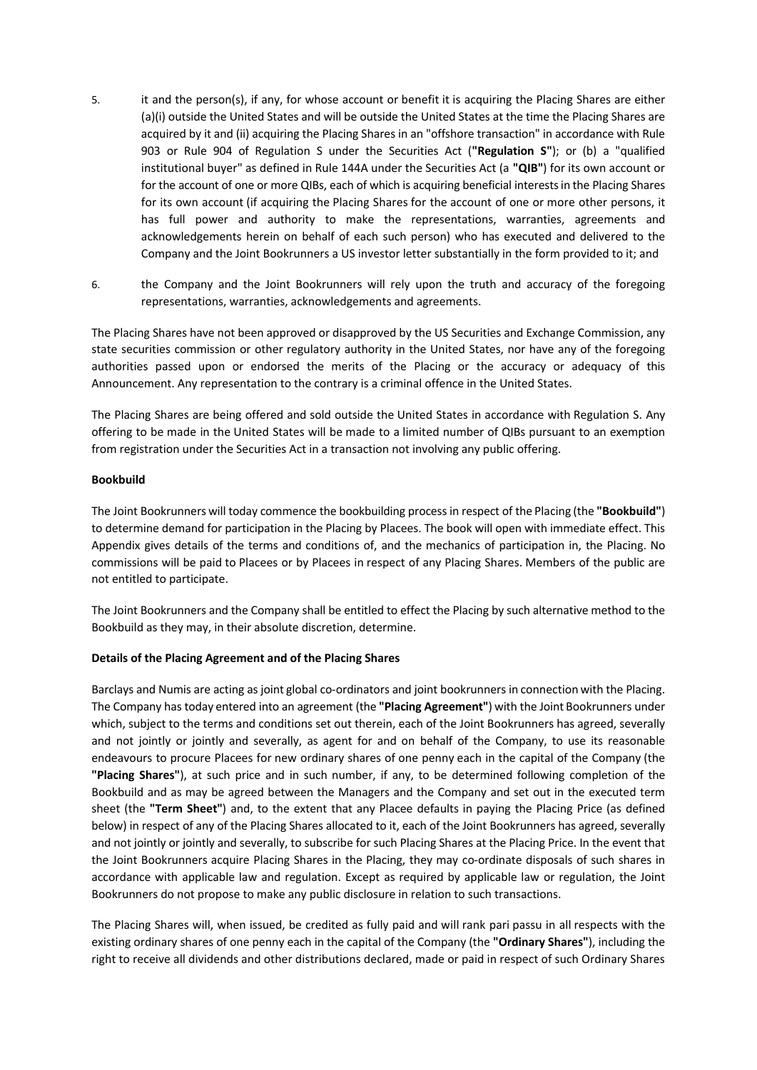5. it and the person(s), if any, for whose account or benefit it is acquiring the Placing Shares are either (a)(i) outside the United States and will be outside the United States at the time the Placing Shares are acquired by it and (ii) acquiring the Placing Shares in an "offshore transaction" in accordance with Rule 903 or Rule 904 of Regulation S under the Securities Act (**"Regulation S"**); or (b) a "qualified institutional buyer" as defined in Rule 144A under the Securities Act (a **"QIB"**) for its own account or for the account of one or more QIBs, each of which is acquiring beneficial interests in the Placing Shares for its own account (if acquiring the Placing Shares for the account of one or more other persons, it has full power and authority to make the representations, warranties, agreements and acknowledgements herein on behalf of each such person) who has executed and delivered to the Company and the Joint Bookrunners a US investor letter substantially in the form provided to it; and

6. the Company and the Joint Bookrunners will rely upon the truth and accuracy of the foregoing representations, warranties, acknowledgements and agreements.

The Placing Shares have not been approved or disapproved by the US Securities and Exchange Commission, any state securities commission or other regulatory authority in the United States, nor have any of the foregoing authorities passed upon or endorsed the merits of the Placing or the accuracy or adequacy of this Announcement. Any representation to the contrary is a criminal offence in the United States.

The Placing Shares are being offered and sold outside the United States in accordance with Regulation S. Any offering to be made in the United States will be made to a limited number of QIBs pursuant to an exemption from registration under the Securities Act in a transaction not involving any public offering.

**Bookbuild**

The Joint Bookrunners will today commence the bookbuilding process in respect of the Placing (the **"Bookbuild"**) to determine demand for participation in the Placing by Placees. The book will open with immediate effect. This Appendix gives details of the terms and conditions of, and the mechanics of participation in, the Placing. No commissions will be paid to Placees or by Placees in respect of any Placing Shares. Members of the public are not entitled to participate.

The Joint Bookrunners and the Company shall be entitled to effect the Placing by such alternative method to the Bookbuild as they may, in their absolute discretion, determine.

**Details of the Placing Agreement and of the Placing Shares**

Barclays and Numis are acting as joint global co-ordinators and joint bookrunners in connection with the Placing. The Company has today entered into an agreement (the **"Placing Agreement"**) with the Joint Bookrunners under which, subject to the terms and conditions set out therein, each of the Joint Bookrunners has agreed, severally and not jointly or jointly and severally, as agent for and on behalf of the Company, to use its reasonable endeavours to procure Placees for new ordinary shares of one penny each in the capital of the Company (the **"Placing Shares"**), at such price and in such number, if any, to be determined following completion of the Bookbuild and as may be agreed between the Managers and the Company and set out in the executed term sheet (the **"Term Sheet"**) and, to the extent that any Placee defaults in paying the Placing Price (as defined below) in respect of any of the Placing Shares allocated to it, each of the Joint Bookrunners has agreed, severally and not jointly or jointly and severally, to subscribe for such Placing Shares at the Placing Price. In the event that the Joint Bookrunners acquire Placing Shares in the Placing, they may co-ordinate disposals of such shares in accordance with applicable law and regulation. Except as required by applicable law or regulation, the Joint Bookrunners do not propose to make any public disclosure in relation to such transactions.

The Placing Shares will, when issued, be credited as fully paid and will rank pari passu in all respects with the existing ordinary shares of one penny each in the capital of the Company (the **"Ordinary Shares"**), including the right to receive all dividends and other distributions declared, made or paid in respect of such Ordinary Shares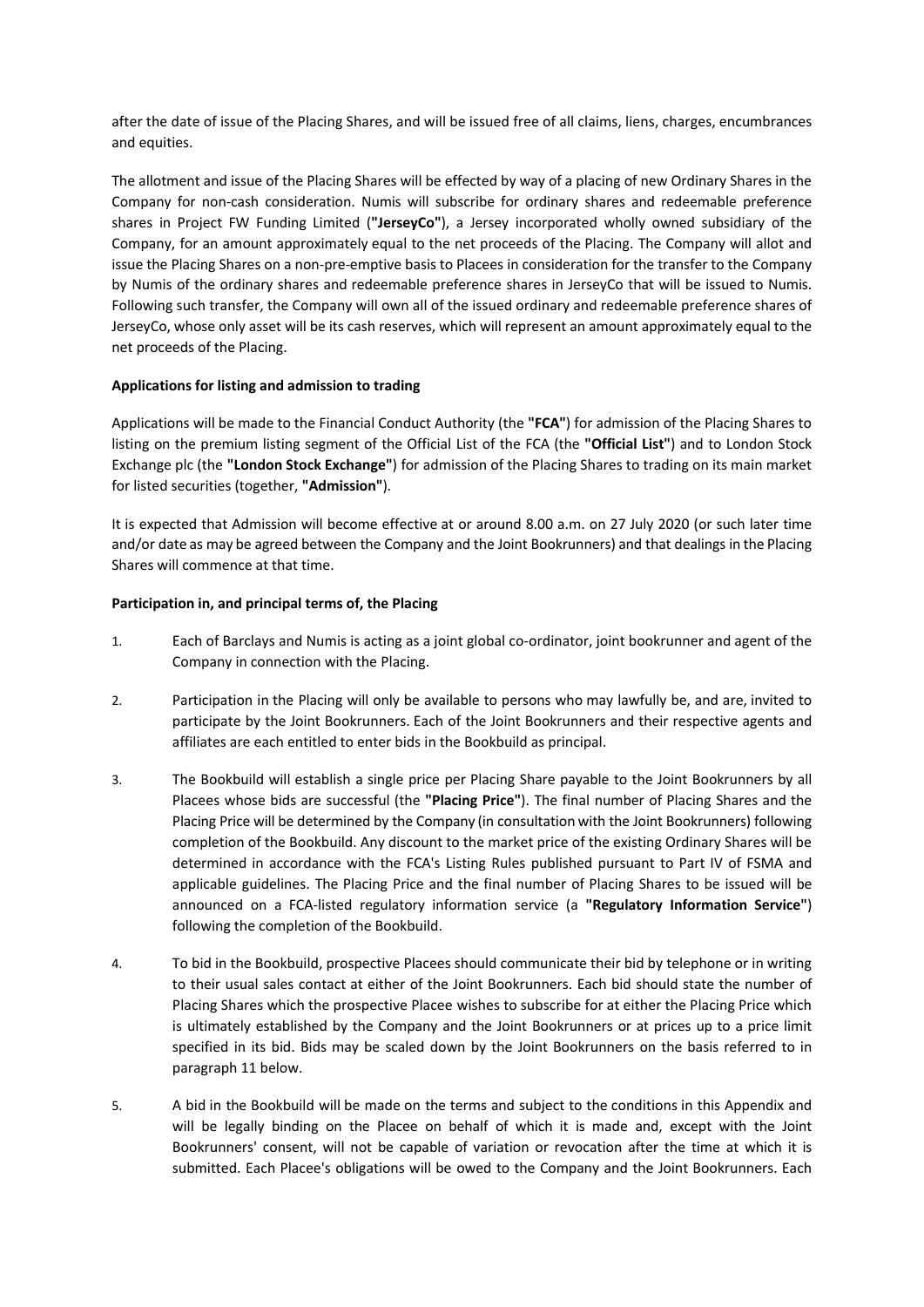after the date of issue of the Placing Shares, and will be issued free of all claims, liens, charges, encumbrances and equities.

The allotment and issue of the Placing Shares will be effected by way of a placing of new Ordinary Shares in the Company for non-cash consideration. Numis will subscribe for ordinary shares and redeemable preference shares in Project FW Funding Limited (**"JerseyCo"**), a Jersey incorporated wholly owned subsidiary of the Company, for an amount approximately equal to the net proceeds of the Placing. The Company will allot and issue the Placing Shares on a non-pre-emptive basis to Placees in consideration for the transfer to the Company by Numis of the ordinary shares and redeemable preference shares in JerseyCo that will be issued to Numis. Following such transfer, the Company will own all of the issued ordinary and redeemable preference shares of JerseyCo, whose only asset will be its cash reserves, which will represent an amount approximately equal to the net proceeds of the Placing.

**Applications for listing and admission to trading**

Applications will be made to the Financial Conduct Authority (the **"FCA"**) for admission of the Placing Shares to listing on the premium listing segment of the Official List of the FCA (the **"Official List"**) and to London Stock Exchange plc (the **"London Stock Exchange"**) for admission of the Placing Shares to trading on its main market for listed securities (together, **"Admission"**).

It is expected that Admission will become effective at or around 8.00 a.m. on 27 July 2020 (or such later time and/or date as may be agreed between the Company and the Joint Bookrunners) and that dealings in the Placing Shares will commence at that time.

**Participation in, and principal terms of, the Placing**

1. Each of Barclays and Numis is acting as a joint global co-ordinator, joint bookrunner and agent of the Company in connection with the Placing.

2. Participation in the Placing will only be available to persons who may lawfully be, and are, invited to participate by the Joint Bookrunners. Each of the Joint Bookrunners and their respective agents and affiliates are each entitled to enter bids in the Bookbuild as principal.

3. The Bookbuild will establish a single price per Placing Share payable to the Joint Bookrunners by all Placees whose bids are successful (the **"Placing Price"**). The final number of Placing Shares and the Placing Price will be determined by the Company (in consultation with the Joint Bookrunners) following completion of the Bookbuild. Any discount to the market price of the existing Ordinary Shares will be determined in accordance with the FCA's Listing Rules published pursuant to Part IV of FSMA and applicable guidelines. The Placing Price and the final number of Placing Shares to be issued will be announced on a FCA-listed regulatory information service (a **"Regulatory Information Service"**) following the completion of the Bookbuild.

4. To bid in the Bookbuild, prospective Placees should communicate their bid by telephone or in writing to their usual sales contact at either of the Joint Bookrunners. Each bid should state the number of Placing Shares which the prospective Placee wishes to subscribe for at either the Placing Price which is ultimately established by the Company and the Joint Bookrunners or at prices up to a price limit specified in its bid. Bids may be scaled down by the Joint Bookrunners on the basis referred to in paragraph 11 below.

5. A bid in the Bookbuild will be made on the terms and subject to the conditions in this Appendix and will be legally binding on the Placee on behalf of which it is made and, except with the Joint Bookrunners' consent, will not be capable of variation or revocation after the time at which it is submitted. Each Placee's obligations will be owed to the Company and the Joint Bookrunners. Each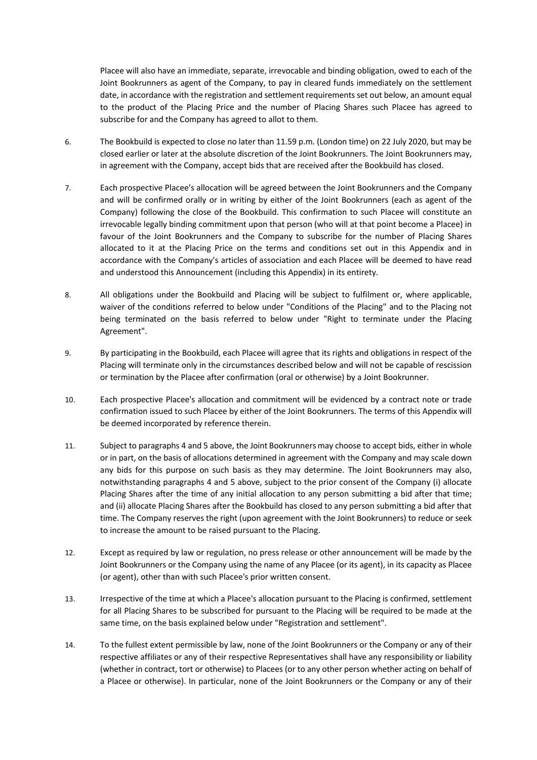Placee will also have an immediate, separate, irrevocable and binding obligation, owed to each of the Joint Bookrunners as agent of the Company, to pay in cleared funds immediately on the settlement date, in accordance with the registration and settlement requirements set out below, an amount equal to the product of the Placing Price and the number of Placing Shares such Placee has agreed to subscribe for and the Company has agreed to allot to them.

6. The Bookbuild is expected to close no later than 11.59 p.m. (London time) on 22 July 2020, but may be closed earlier or later at the absolute discretion of the Joint Bookrunners. The Joint Bookrunners may, in agreement with the Company, accept bids that are received after the Bookbuild has closed.

7. Each prospective Placee's allocation will be agreed between the Joint Bookrunners and the Company and will be confirmed orally or in writing by either of the Joint Bookrunners (each as agent of the Company) following the close of the Bookbuild. This confirmation to such Placee will constitute an irrevocable legally binding commitment upon that person (who will at that point become a Placee) in favour of the Joint Bookrunners and the Company to subscribe for the number of Placing Shares allocated to it at the Placing Price on the terms and conditions set out in this Appendix and in accordance with the Company's articles of association and each Placee will be deemed to have read and understood this Announcement (including this Appendix) in its entirety.

8. All obligations under the Bookbuild and Placing will be subject to fulfilment or, where applicable, waiver of the conditions referred to below under "Conditions of the Placing" and to the Placing not being terminated on the basis referred to below under "Right to terminate under the Placing Agreement".

9. By participating in the Bookbuild, each Placee will agree that its rights and obligations in respect of the Placing will terminate only in the circumstances described below and will not be capable of rescission or termination by the Placee after confirmation (oral or otherwise) by a Joint Bookrunner.

10. Each prospective Placee's allocation and commitment will be evidenced by a contract note or trade confirmation issued to such Placee by either of the Joint Bookrunners. The terms of this Appendix will be deemed incorporated by reference therein.

11. Subject to paragraphs 4 and 5 above, the Joint Bookrunners may choose to accept bids, either in whole or in part, on the basis of allocations determined in agreement with the Company and may scale down any bids for this purpose on such basis as they may determine. The Joint Bookrunners may also, notwithstanding paragraphs 4 and 5 above, subject to the prior consent of the Company (i) allocate Placing Shares after the time of any initial allocation to any person submitting a bid after that time; and (ii) allocate Placing Shares after the Bookbuild has closed to any person submitting a bid after that time. The Company reserves the right (upon agreement with the Joint Bookrunners) to reduce or seek to increase the amount to be raised pursuant to the Placing.

12. Except as required by law or regulation, no press release or other announcement will be made by the Joint Bookrunners or the Company using the name of any Placee (or its agent), in its capacity as Placee (or agent), other than with such Placee's prior written consent.

13. Irrespective of the time at which a Placee's allocation pursuant to the Placing is confirmed, settlement for all Placing Shares to be subscribed for pursuant to the Placing will be required to be made at the same time, on the basis explained below under "Registration and settlement".

14. To the fullest extent permissible by law, none of the Joint Bookrunners or the Company or any of their respective affiliates or any of their respective Representatives shall have any responsibility or liability (whether in contract, tort or otherwise) to Placees (or to any other person whether acting on behalf of a Placee or otherwise). In particular, none of the Joint Bookrunners or the Company or any of their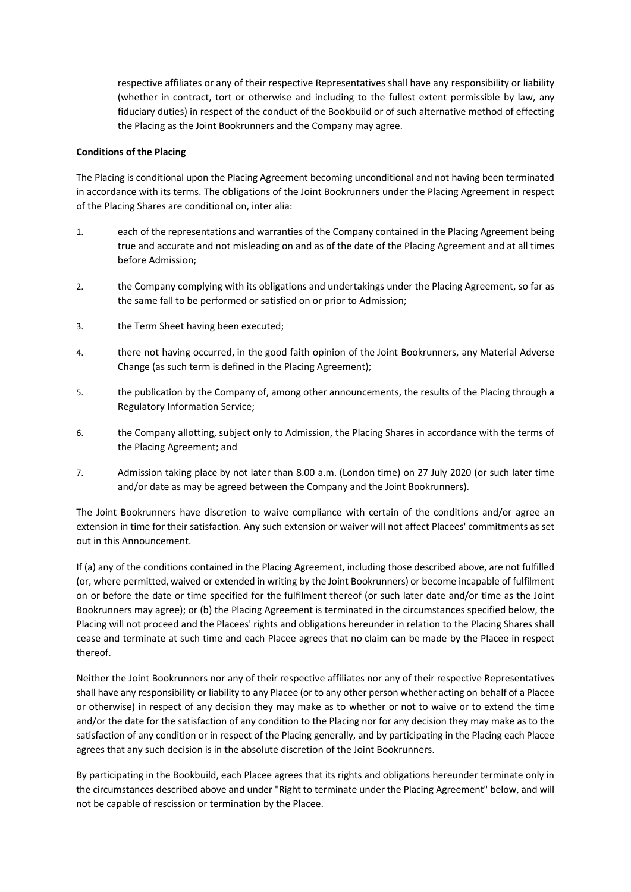respective affiliates or any of their respective Representatives shall have any responsibility or liability (whether in contract, tort or otherwise and including to the fullest extent permissible by law, any fiduciary duties) in respect of the conduct of the Bookbuild or of such alternative method of effecting the Placing as the Joint Bookrunners and the Company may agree.

**Conditions of the Placing**

The Placing is conditional upon the Placing Agreement becoming unconditional and not having been terminated in accordance with its terms. The obligations of the Joint Bookrunners under the Placing Agreement in respect of the Placing Shares are conditional on, inter alia:

1. each of the representations and warranties of the Company contained in the Placing Agreement being true and accurate and not misleading on and as of the date of the Placing Agreement and at all times before Admission;
2. the Company complying with its obligations and undertakings under the Placing Agreement, so far as the same fall to be performed or satisfied on or prior to Admission;
3. the Term Sheet having been executed;
4. there not having occurred, in the good faith opinion of the Joint Bookrunners, any Material Adverse Change (as such term is defined in the Placing Agreement);
5. the publication by the Company of, among other announcements, the results of the Placing through a Regulatory Information Service;
6. the Company allotting, subject only to Admission, the Placing Shares in accordance with the terms of the Placing Agreement; and
7. Admission taking place by not later than 8.00 a.m. (London time) on 27 July 2020 (or such later time and/or date as may be agreed between the Company and the Joint Bookrunners).

The Joint Bookrunners have discretion to waive compliance with certain of the conditions and/or agree an extension in time for their satisfaction. Any such extension or waiver will not affect Placees' commitments as set out in this Announcement.

If (a) any of the conditions contained in the Placing Agreement, including those described above, are not fulfilled (or, where permitted, waived or extended in writing by the Joint Bookrunners) or become incapable of fulfilment on or before the date or time specified for the fulfilment thereof (or such later date and/or time as the Joint Bookrunners may agree); or (b) the Placing Agreement is terminated in the circumstances specified below, the Placing will not proceed and the Placees' rights and obligations hereunder in relation to the Placing Shares shall cease and terminate at such time and each Placee agrees that no claim can be made by the Placee in respect thereof.

Neither the Joint Bookrunners nor any of their respective affiliates nor any of their respective Representatives shall have any responsibility or liability to any Placee (or to any other person whether acting on behalf of a Placee or otherwise) in respect of any decision they may make as to whether or not to waive or to extend the time and/or the date for the satisfaction of any condition to the Placing nor for any decision they may make as to the satisfaction of any condition or in respect of the Placing generally, and by participating in the Placing each Placee agrees that any such decision is in the absolute discretion of the Joint Bookrunners.

By participating in the Bookbuild, each Placee agrees that its rights and obligations hereunder terminate only in the circumstances described above and under "Right to terminate under the Placing Agreement" below, and will not be capable of rescission or termination by the Placee.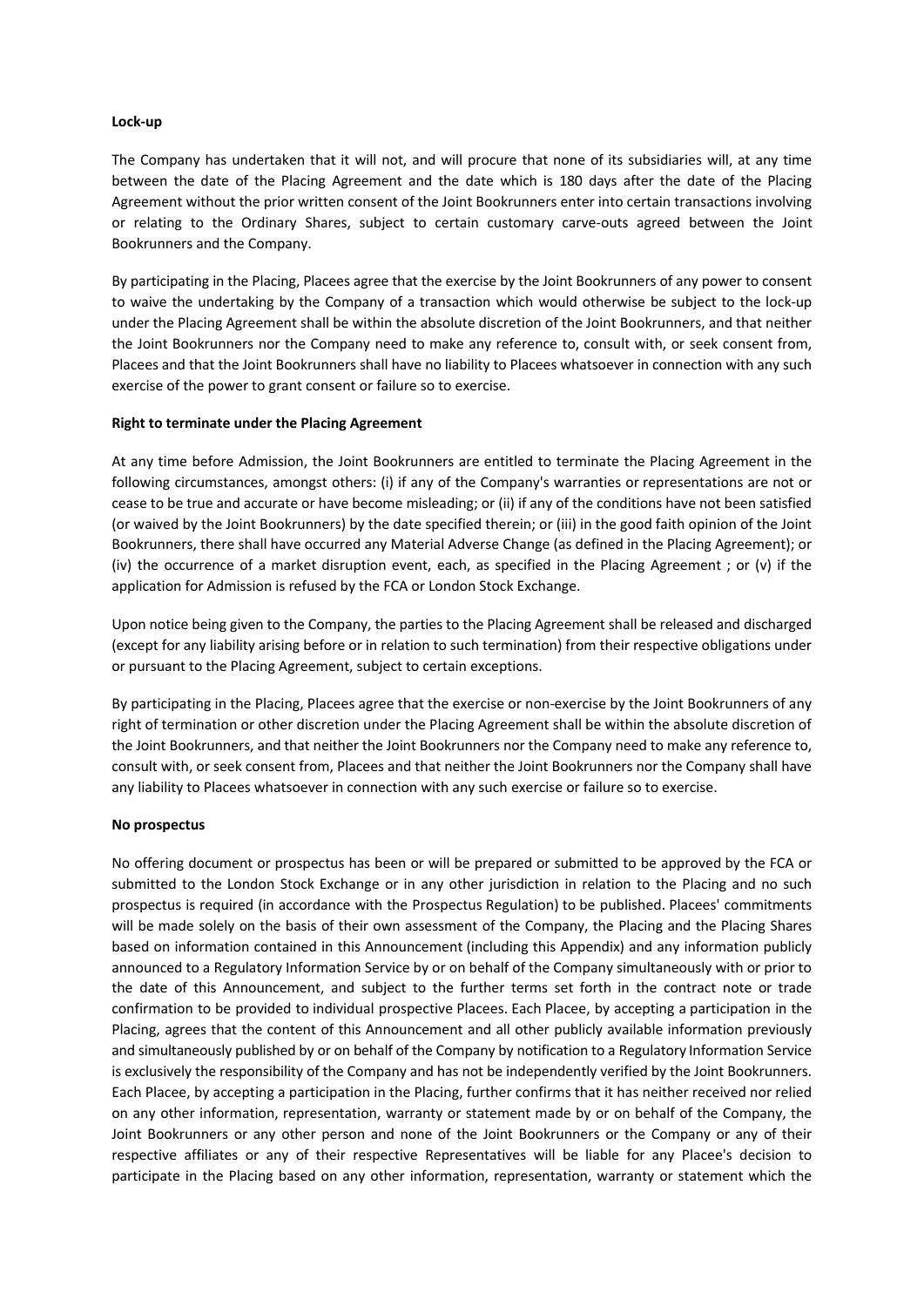**Lock-up**

The Company has undertaken that it will not, and will procure that none of its subsidiaries will, at any time between the date of the Placing Agreement and the date which is 180 days after the date of the Placing Agreement without the prior written consent of the Joint Bookrunners enter into certain transactions involving or relating to the Ordinary Shares, subject to certain customary carve-outs agreed between the Joint Bookrunners and the Company.

By participating in the Placing, Placees agree that the exercise by the Joint Bookrunners of any power to consent to waive the undertaking by the Company of a transaction which would otherwise be subject to the lock-up under the Placing Agreement shall be within the absolute discretion of the Joint Bookrunners, and that neither the Joint Bookrunners nor the Company need to make any reference to, consult with, or seek consent from, Placees and that the Joint Bookrunners shall have no liability to Placees whatsoever in connection with any such exercise of the power to grant consent or failure so to exercise.

**Right to terminate under the Placing Agreement**

At any time before Admission, the Joint Bookrunners are entitled to terminate the Placing Agreement in the following circumstances, amongst others: (i) if any of the Company's warranties or representations are not or cease to be true and accurate or have become misleading; or (ii) if any of the conditions have not been satisfied (or waived by the Joint Bookrunners) by the date specified therein; or (iii) in the good faith opinion of the Joint Bookrunners, there shall have occurred any Material Adverse Change (as defined in the Placing Agreement); or (iv) the occurrence of a market disruption event, each, as specified in the Placing Agreement ; or (v) if the application for Admission is refused by the FCA or London Stock Exchange.

Upon notice being given to the Company, the parties to the Placing Agreement shall be released and discharged (except for any liability arising before or in relation to such termination) from their respective obligations under or pursuant to the Placing Agreement, subject to certain exceptions.

By participating in the Placing, Placees agree that the exercise or non-exercise by the Joint Bookrunners of any right of termination or other discretion under the Placing Agreement shall be within the absolute discretion of the Joint Bookrunners, and that neither the Joint Bookrunners nor the Company need to make any reference to, consult with, or seek consent from, Placees and that neither the Joint Bookrunners nor the Company shall have any liability to Placees whatsoever in connection with any such exercise or failure so to exercise.

**No prospectus**

No offering document or prospectus has been or will be prepared or submitted to be approved by the FCA or submitted to the London Stock Exchange or in any other jurisdiction in relation to the Placing and no such prospectus is required (in accordance with the Prospectus Regulation) to be published. Placees' commitments will be made solely on the basis of their own assessment of the Company, the Placing and the Placing Shares based on information contained in this Announcement (including this Appendix) and any information publicly announced to a Regulatory Information Service by or on behalf of the Company simultaneously with or prior to the date of this Announcement, and subject to the further terms set forth in the contract note or trade confirmation to be provided to individual prospective Placees. Each Placee, by accepting a participation in the Placing, agrees that the content of this Announcement and all other publicly available information previously and simultaneously published by or on behalf of the Company by notification to a Regulatory Information Service is exclusively the responsibility of the Company and has not be independently verified by the Joint Bookrunners. Each Placee, by accepting a participation in the Placing, further confirms that it has neither received nor relied on any other information, representation, warranty or statement made by or on behalf of the Company, the Joint Bookrunners or any other person and none of the Joint Bookrunners or the Company or any of their respective affiliates or any of their respective Representatives will be liable for any Placee's decision to participate in the Placing based on any other information, representation, warranty or statement which the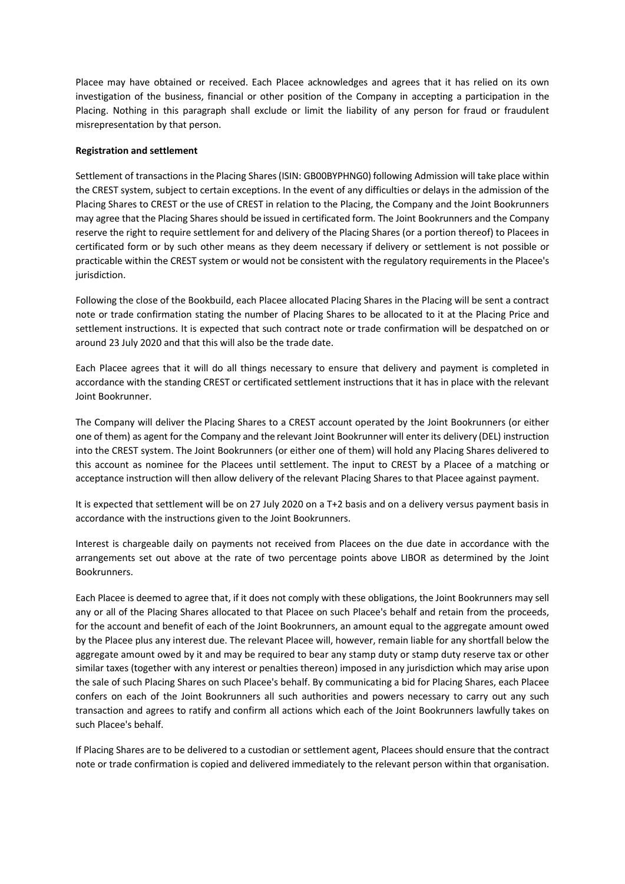Placee may have obtained or received. Each Placee acknowledges and agrees that it has relied on its own investigation of the business, financial or other position of the Company in accepting a participation in the Placing. Nothing in this paragraph shall exclude or limit the liability of any person for fraud or fraudulent misrepresentation by that person.

**Registration and settlement**

Settlement of transactions in the Placing Shares (ISIN: GB00BYPHNG0) following Admission will take place within the CREST system, subject to certain exceptions. In the event of any difficulties or delays in the admission of the Placing Shares to CREST or the use of CREST in relation to the Placing, the Company and the Joint Bookrunners may agree that the Placing Shares should be issued in certificated form. The Joint Bookrunners and the Company reserve the right to require settlement for and delivery of the Placing Shares (or a portion thereof) to Placees in certificated form or by such other means as they deem necessary if delivery or settlement is not possible or practicable within the CREST system or would not be consistent with the regulatory requirements in the Placee's jurisdiction.

Following the close of the Bookbuild, each Placee allocated Placing Shares in the Placing will be sent a contract note or trade confirmation stating the number of Placing Shares to be allocated to it at the Placing Price and settlement instructions. It is expected that such contract note or trade confirmation will be despatched on or around 23 July 2020 and that this will also be the trade date.

Each Placee agrees that it will do all things necessary to ensure that delivery and payment is completed in accordance with the standing CREST or certificated settlement instructions that it has in place with the relevant Joint Bookrunner.

The Company will deliver the Placing Shares to a CREST account operated by the Joint Bookrunners (or either one of them) as agent for the Company and the relevant Joint Bookrunner will enter its delivery (DEL) instruction into the CREST system. The Joint Bookrunners (or either one of them) will hold any Placing Shares delivered to this account as nominee for the Placees until settlement. The input to CREST by a Placee of a matching or acceptance instruction will then allow delivery of the relevant Placing Shares to that Placee against payment.

It is expected that settlement will be on 27 July 2020 on a T+2 basis and on a delivery versus payment basis in accordance with the instructions given to the Joint Bookrunners.

Interest is chargeable daily on payments not received from Placees on the due date in accordance with the arrangements set out above at the rate of two percentage points above LIBOR as determined by the Joint Bookrunners.

Each Placee is deemed to agree that, if it does not comply with these obligations, the Joint Bookrunners may sell any or all of the Placing Shares allocated to that Placee on such Placee's behalf and retain from the proceeds, for the account and benefit of each of the Joint Bookrunners, an amount equal to the aggregate amount owed by the Placee plus any interest due. The relevant Placee will, however, remain liable for any shortfall below the aggregate amount owed by it and may be required to bear any stamp duty or stamp duty reserve tax or other similar taxes (together with any interest or penalties thereon) imposed in any jurisdiction which may arise upon the sale of such Placing Shares on such Placee's behalf. By communicating a bid for Placing Shares, each Placee confers on each of the Joint Bookrunners all such authorities and powers necessary to carry out any such transaction and agrees to ratify and confirm all actions which each of the Joint Bookrunners lawfully takes on such Placee's behalf.

If Placing Shares are to be delivered to a custodian or settlement agent, Placees should ensure that the contract note or trade confirmation is copied and delivered immediately to the relevant person within that organisation.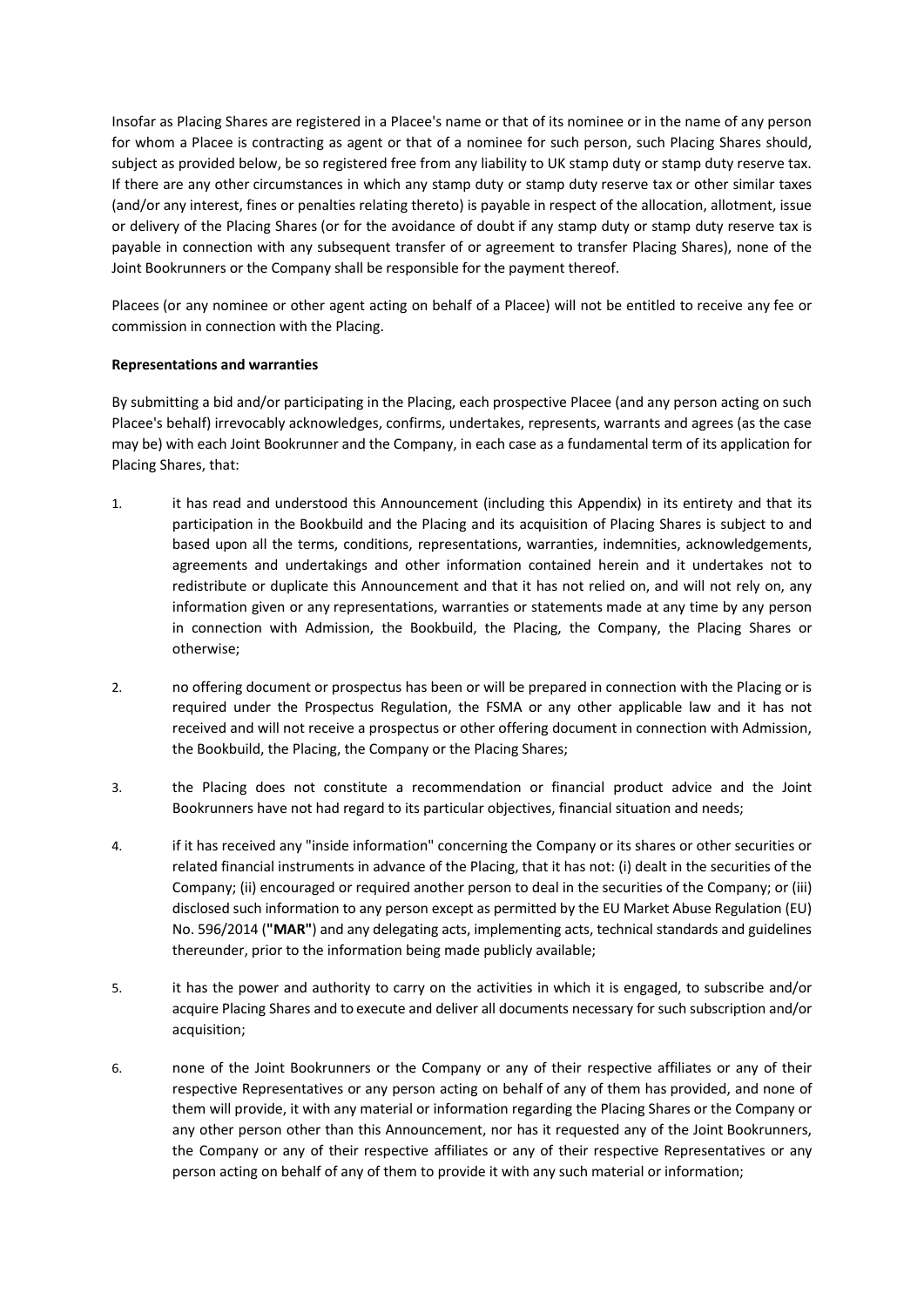Insofar as Placing Shares are registered in a Placee's name or that of its nominee or in the name of any person for whom a Placee is contracting as agent or that of a nominee for such person, such Placing Shares should, subject as provided below, be so registered free from any liability to UK stamp duty or stamp duty reserve tax. If there are any other circumstances in which any stamp duty or stamp duty reserve tax or other similar taxes (and/or any interest, fines or penalties relating thereto) is payable in respect of the allocation, allotment, issue or delivery of the Placing Shares (or for the avoidance of doubt if any stamp duty or stamp duty reserve tax is payable in connection with any subsequent transfer of or agreement to transfer Placing Shares), none of the Joint Bookrunners or the Company shall be responsible for the payment thereof.

Placees (or any nominee or other agent acting on behalf of a Placee) will not be entitled to receive any fee or commission in connection with the Placing.

**Representations and warranties**

By submitting a bid and/or participating in the Placing, each prospective Placee (and any person acting on such Placee's behalf) irrevocably acknowledges, confirms, undertakes, represents, warrants and agrees (as the case may be) with each Joint Bookrunner and the Company, in each case as a fundamental term of its application for Placing Shares, that:

1. it has read and understood this Announcement (including this Appendix) in its entirety and that its participation in the Bookbuild and the Placing and its acquisition of Placing Shares is subject to and based upon all the terms, conditions, representations, warranties, indemnities, acknowledgements, agreements and undertakings and other information contained herein and it undertakes not to redistribute or duplicate this Announcement and that it has not relied on, and will not rely on, any information given or any representations, warranties or statements made at any time by any person in connection with Admission, the Bookbuild, the Placing, the Company, the Placing Shares or otherwise;

2. no offering document or prospectus has been or will be prepared in connection with the Placing or is required under the Prospectus Regulation, the FSMA or any other applicable law and it has not received and will not receive a prospectus or other offering document in connection with Admission, the Bookbuild, the Placing, the Company or the Placing Shares;

3. the Placing does not constitute a recommendation or financial product advice and the Joint Bookrunners have not had regard to its particular objectives, financial situation and needs;

4. if it has received any "inside information" concerning the Company or its shares or other securities or related financial instruments in advance of the Placing, that it has not: (i) dealt in the securities of the Company; (ii) encouraged or required another person to deal in the securities of the Company; or (iii) disclosed such information to any person except as permitted by the EU Market Abuse Regulation (EU) No. 596/2014 (**"MAR"**) and any delegating acts, implementing acts, technical standards and guidelines thereunder, prior to the information being made publicly available;

5. it has the power and authority to carry on the activities in which it is engaged, to subscribe and/or acquire Placing Shares and to execute and deliver all documents necessary for such subscription and/or acquisition;

6. none of the Joint Bookrunners or the Company or any of their respective affiliates or any of their respective Representatives or any person acting on behalf of any of them has provided, and none of them will provide, it with any material or information regarding the Placing Shares or the Company or any other person other than this Announcement, nor has it requested any of the Joint Bookrunners, the Company or any of their respective affiliates or any of their respective Representatives or any person acting on behalf of any of them to provide it with any such material or information;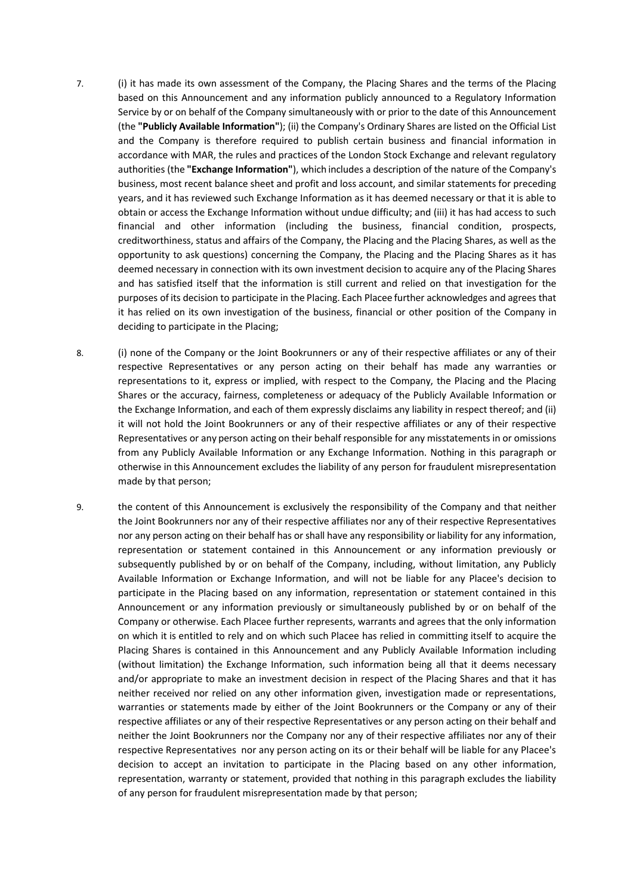7. (i) it has made its own assessment of the Company, the Placing Shares and the terms of the Placing based on this Announcement and any information publicly announced to a Regulatory Information Service by or on behalf of the Company simultaneously with or prior to the date of this Announcement (the **"Publicly Available Information"**); (ii) the Company's Ordinary Shares are listed on the Official List and the Company is therefore required to publish certain business and financial information in accordance with MAR, the rules and practices of the London Stock Exchange and relevant regulatory authorities (the **"Exchange Information"**), which includes a description of the nature of the Company's business, most recent balance sheet and profit and loss account, and similar statements for preceding years, and it has reviewed such Exchange Information as it has deemed necessary or that it is able to obtain or access the Exchange Information without undue difficulty; and (iii) it has had access to such financial and other information (including the business, financial condition, prospects, creditworthiness, status and affairs of the Company, the Placing and the Placing Shares, as well as the opportunity to ask questions) concerning the Company, the Placing and the Placing Shares as it has deemed necessary in connection with its own investment decision to acquire any of the Placing Shares and has satisfied itself that the information is still current and relied on that investigation for the purposes of its decision to participate in the Placing. Each Placee further acknowledges and agrees that it has relied on its own investigation of the business, financial or other position of the Company in deciding to participate in the Placing;

8. (i) none of the Company or the Joint Bookrunners or any of their respective affiliates or any of their respective Representatives or any person acting on their behalf has made any warranties or representations to it, express or implied, with respect to the Company, the Placing and the Placing Shares or the accuracy, fairness, completeness or adequacy of the Publicly Available Information or the Exchange Information, and each of them expressly disclaims any liability in respect thereof; and (ii) it will not hold the Joint Bookrunners or any of their respective affiliates or any of their respective Representatives or any person acting on their behalf responsible for any misstatements in or omissions from any Publicly Available Information or any Exchange Information. Nothing in this paragraph or otherwise in this Announcement excludes the liability of any person for fraudulent misrepresentation made by that person;

9. the content of this Announcement is exclusively the responsibility of the Company and that neither the Joint Bookrunners nor any of their respective affiliates nor any of their respective Representatives nor any person acting on their behalf has or shall have any responsibility or liability for any information, representation or statement contained in this Announcement or any information previously or subsequently published by or on behalf of the Company, including, without limitation, any Publicly Available Information or Exchange Information, and will not be liable for any Placee's decision to participate in the Placing based on any information, representation or statement contained in this Announcement or any information previously or simultaneously published by or on behalf of the Company or otherwise. Each Placee further represents, warrants and agrees that the only information on which it is entitled to rely and on which such Placee has relied in committing itself to acquire the Placing Shares is contained in this Announcement and any Publicly Available Information including (without limitation) the Exchange Information, such information being all that it deems necessary and/or appropriate to make an investment decision in respect of the Placing Shares and that it has neither received nor relied on any other information given, investigation made or representations, warranties or statements made by either of the Joint Bookrunners or the Company or any of their respective affiliates or any of their respective Representatives or any person acting on their behalf and neither the Joint Bookrunners nor the Company nor any of their respective affiliates nor any of their respective Representatives nor any person acting on its or their behalf will be liable for any Placee's decision to accept an invitation to participate in the Placing based on any other information, representation, warranty or statement, provided that nothing in this paragraph excludes the liability of any person for fraudulent misrepresentation made by that person;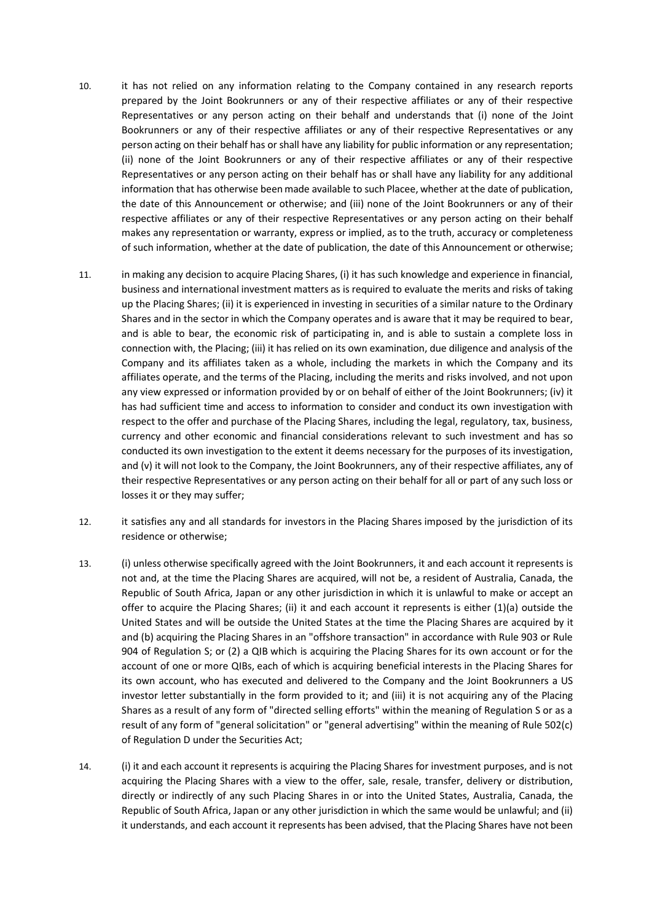10. it has not relied on any information relating to the Company contained in any research reports prepared by the Joint Bookrunners or any of their respective affiliates or any of their respective Representatives or any person acting on their behalf and understands that (i) none of the Joint Bookrunners or any of their respective affiliates or any of their respective Representatives or any person acting on their behalf has or shall have any liability for public information or any representation; (ii) none of the Joint Bookrunners or any of their respective affiliates or any of their respective Representatives or any person acting on their behalf has or shall have any liability for any additional information that has otherwise been made available to such Placee, whether at the date of publication, the date of this Announcement or otherwise; and (iii) none of the Joint Bookrunners or any of their respective affiliates or any of their respective Representatives or any person acting on their behalf makes any representation or warranty, express or implied, as to the truth, accuracy or completeness of such information, whether at the date of publication, the date of this Announcement or otherwise;

11. in making any decision to acquire Placing Shares, (i) it has such knowledge and experience in financial, business and international investment matters as is required to evaluate the merits and risks of taking up the Placing Shares; (ii) it is experienced in investing in securities of a similar nature to the Ordinary Shares and in the sector in which the Company operates and is aware that it may be required to bear, and is able to bear, the economic risk of participating in, and is able to sustain a complete loss in connection with, the Placing; (iii) it has relied on its own examination, due diligence and analysis of the Company and its affiliates taken as a whole, including the markets in which the Company and its affiliates operate, and the terms of the Placing, including the merits and risks involved, and not upon any view expressed or information provided by or on behalf of either of the Joint Bookrunners; (iv) it has had sufficient time and access to information to consider and conduct its own investigation with respect to the offer and purchase of the Placing Shares, including the legal, regulatory, tax, business, currency and other economic and financial considerations relevant to such investment and has so conducted its own investigation to the extent it deems necessary for the purposes of its investigation, and (v) it will not look to the Company, the Joint Bookrunners, any of their respective affiliates, any of their respective Representatives or any person acting on their behalf for all or part of any such loss or losses it or they may suffer;

12. it satisfies any and all standards for investors in the Placing Shares imposed by the jurisdiction of its residence or otherwise;

13. (i) unless otherwise specifically agreed with the Joint Bookrunners, it and each account it represents is not and, at the time the Placing Shares are acquired, will not be, a resident of Australia, Canada, the Republic of South Africa, Japan or any other jurisdiction in which it is unlawful to make or accept an offer to acquire the Placing Shares; (ii) it and each account it represents is either (1)(a) outside the United States and will be outside the United States at the time the Placing Shares are acquired by it and (b) acquiring the Placing Shares in an "offshore transaction" in accordance with Rule 903 or Rule 904 of Regulation S; or (2) a QIB which is acquiring the Placing Shares for its own account or for the account of one or more QIBs, each of which is acquiring beneficial interests in the Placing Shares for its own account, who has executed and delivered to the Company and the Joint Bookrunners a US investor letter substantially in the form provided to it; and (iii) it is not acquiring any of the Placing Shares as a result of any form of "directed selling efforts" within the meaning of Regulation S or as a result of any form of "general solicitation" or "general advertising" within the meaning of Rule 502(c) of Regulation D under the Securities Act;

14. (i) it and each account it represents is acquiring the Placing Shares for investment purposes, and is not acquiring the Placing Shares with a view to the offer, sale, resale, transfer, delivery or distribution, directly or indirectly of any such Placing Shares in or into the United States, Australia, Canada, the Republic of South Africa, Japan or any other jurisdiction in which the same would be unlawful; and (ii) it understands, and each account it represents has been advised, that the Placing Shares have not been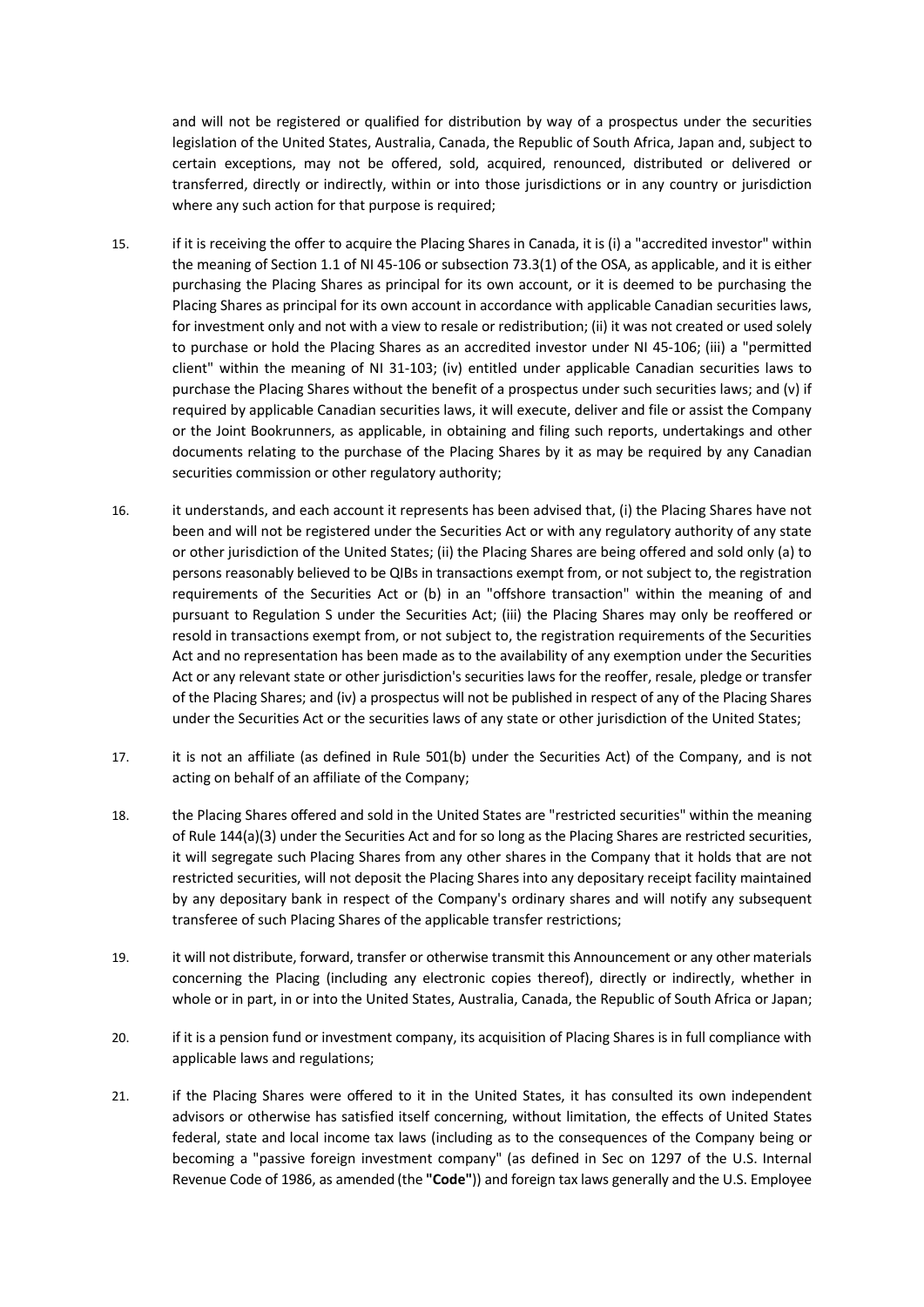and will not be registered or qualified for distribution by way of a prospectus under the securities legislation of the United States, Australia, Canada, the Republic of South Africa, Japan and, subject to certain exceptions, may not be offered, sold, acquired, renounced, distributed or delivered or transferred, directly or indirectly, within or into those jurisdictions or in any country or jurisdiction where any such action for that purpose is required;

15. if it is receiving the offer to acquire the Placing Shares in Canada, it is (i) a "accredited investor" within the meaning of Section 1.1 of NI 45-106 or subsection 73.3(1) of the OSA, as applicable, and it is either purchasing the Placing Shares as principal for its own account, or it is deemed to be purchasing the Placing Shares as principal for its own account in accordance with applicable Canadian securities laws, for investment only and not with a view to resale or redistribution; (ii) it was not created or used solely to purchase or hold the Placing Shares as an accredited investor under NI 45-106; (iii) a "permitted client" within the meaning of NI 31-103; (iv) entitled under applicable Canadian securities laws to purchase the Placing Shares without the benefit of a prospectus under such securities laws; and (v) if required by applicable Canadian securities laws, it will execute, deliver and file or assist the Company or the Joint Bookrunners, as applicable, in obtaining and filing such reports, undertakings and other documents relating to the purchase of the Placing Shares by it as may be required by any Canadian securities commission or other regulatory authority;

16. it understands, and each account it represents has been advised that, (i) the Placing Shares have not been and will not be registered under the Securities Act or with any regulatory authority of any state or other jurisdiction of the United States; (ii) the Placing Shares are being offered and sold only (a) to persons reasonably believed to be QIBs in transactions exempt from, or not subject to, the registration requirements of the Securities Act or (b) in an "offshore transaction" within the meaning of and pursuant to Regulation S under the Securities Act; (iii) the Placing Shares may only be reoffered or resold in transactions exempt from, or not subject to, the registration requirements of the Securities Act and no representation has been made as to the availability of any exemption under the Securities Act or any relevant state or other jurisdiction's securities laws for the reoffer, resale, pledge or transfer of the Placing Shares; and (iv) a prospectus will not be published in respect of any of the Placing Shares under the Securities Act or the securities laws of any state or other jurisdiction of the United States;

17. it is not an affiliate (as defined in Rule 501(b) under the Securities Act) of the Company, and is not acting on behalf of an affiliate of the Company;

18. the Placing Shares offered and sold in the United States are "restricted securities" within the meaning of Rule 144(a)(3) under the Securities Act and for so long as the Placing Shares are restricted securities, it will segregate such Placing Shares from any other shares in the Company that it holds that are not restricted securities, will not deposit the Placing Shares into any depositary receipt facility maintained by any depositary bank in respect of the Company's ordinary shares and will notify any subsequent transferee of such Placing Shares of the applicable transfer restrictions;

19. it will not distribute, forward, transfer or otherwise transmit this Announcement or any other materials concerning the Placing (including any electronic copies thereof), directly or indirectly, whether in whole or in part, in or into the United States, Australia, Canada, the Republic of South Africa or Japan;

20. if it is a pension fund or investment company, its acquisition of Placing Shares is in full compliance with applicable laws and regulations;

21. if the Placing Shares were offered to it in the United States, it has consulted its own independent advisors or otherwise has satisfied itself concerning, without limitation, the effects of United States federal, state and local income tax laws (including as to the consequences of the Company being or becoming a "passive foreign investment company" (as defined in Sec on 1297 of the U.S. Internal Revenue Code of 1986, as amended (the **"Code"**)) and foreign tax laws generally and the U.S. Employee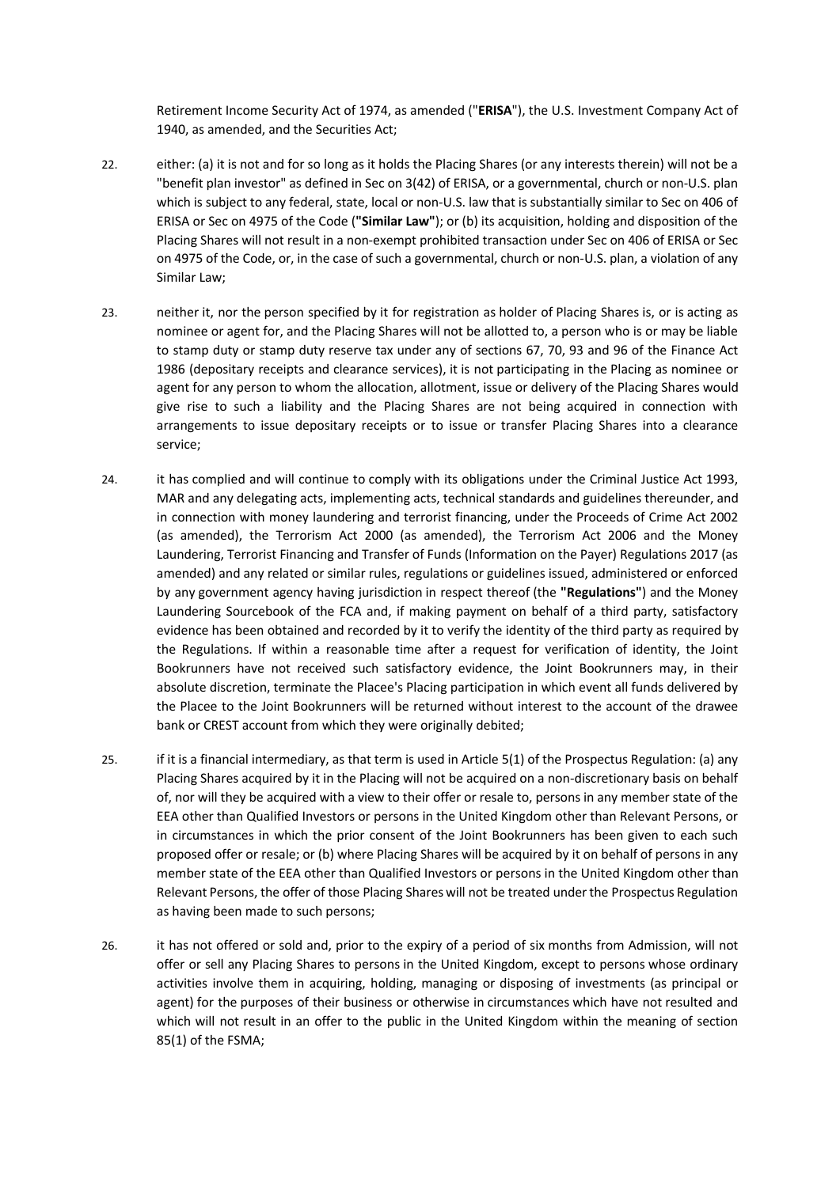Retirement Income Security Act of 1974, as amended ("**ERISA**"), the U.S. Investment Company Act of 1940, as amended, and the Securities Act;

22. either: (a) it is not and for so long as it holds the Placing Shares (or any interests therein) will not be a "benefit plan investor" as defined in Sec on 3(42) of ERISA, or a governmental, church or non-U.S. plan which is subject to any federal, state, local or non-U.S. law that is substantially similar to Sec on 406 of ERISA or Sec on 4975 of the Code (**"Similar Law"**); or (b) its acquisition, holding and disposition of the Placing Shares will not result in a non-exempt prohibited transaction under Sec on 406 of ERISA or Sec on 4975 of the Code, or, in the case of such a governmental, church or non-U.S. plan, a violation of any Similar Law;

23. neither it, nor the person specified by it for registration as holder of Placing Shares is, or is acting as nominee or agent for, and the Placing Shares will not be allotted to, a person who is or may be liable to stamp duty or stamp duty reserve tax under any of sections 67, 70, 93 and 96 of the Finance Act 1986 (depositary receipts and clearance services), it is not participating in the Placing as nominee or agent for any person to whom the allocation, allotment, issue or delivery of the Placing Shares would give rise to such a liability and the Placing Shares are not being acquired in connection with arrangements to issue depositary receipts or to issue or transfer Placing Shares into a clearance service;

24. it has complied and will continue to comply with its obligations under the Criminal Justice Act 1993, MAR and any delegating acts, implementing acts, technical standards and guidelines thereunder, and in connection with money laundering and terrorist financing, under the Proceeds of Crime Act 2002 (as amended), the Terrorism Act 2000 (as amended), the Terrorism Act 2006 and the Money Laundering, Terrorist Financing and Transfer of Funds (Information on the Payer) Regulations 2017 (as amended) and any related or similar rules, regulations or guidelines issued, administered or enforced by any government agency having jurisdiction in respect thereof (the **"Regulations"**) and the Money Laundering Sourcebook of the FCA and, if making payment on behalf of a third party, satisfactory evidence has been obtained and recorded by it to verify the identity of the third party as required by the Regulations. If within a reasonable time after a request for verification of identity, the Joint Bookrunners have not received such satisfactory evidence, the Joint Bookrunners may, in their absolute discretion, terminate the Placee's Placing participation in which event all funds delivered by the Placee to the Joint Bookrunners will be returned without interest to the account of the drawee bank or CREST account from which they were originally debited;

25. if it is a financial intermediary, as that term is used in Article 5(1) of the Prospectus Regulation: (a) any Placing Shares acquired by it in the Placing will not be acquired on a non-discretionary basis on behalf of, nor will they be acquired with a view to their offer or resale to, persons in any member state of the EEA other than Qualified Investors or persons in the United Kingdom other than Relevant Persons, or in circumstances in which the prior consent of the Joint Bookrunners has been given to each such proposed offer or resale; or (b) where Placing Shares will be acquired by it on behalf of persons in any member state of the EEA other than Qualified Investors or persons in the United Kingdom other than Relevant Persons, the offer of those Placing Shares will not be treated under the Prospectus Regulation as having been made to such persons;

26. it has not offered or sold and, prior to the expiry of a period of six months from Admission, will not offer or sell any Placing Shares to persons in the United Kingdom, except to persons whose ordinary activities involve them in acquiring, holding, managing or disposing of investments (as principal or agent) for the purposes of their business or otherwise in circumstances which have not resulted and which will not result in an offer to the public in the United Kingdom within the meaning of section 85(1) of the FSMA;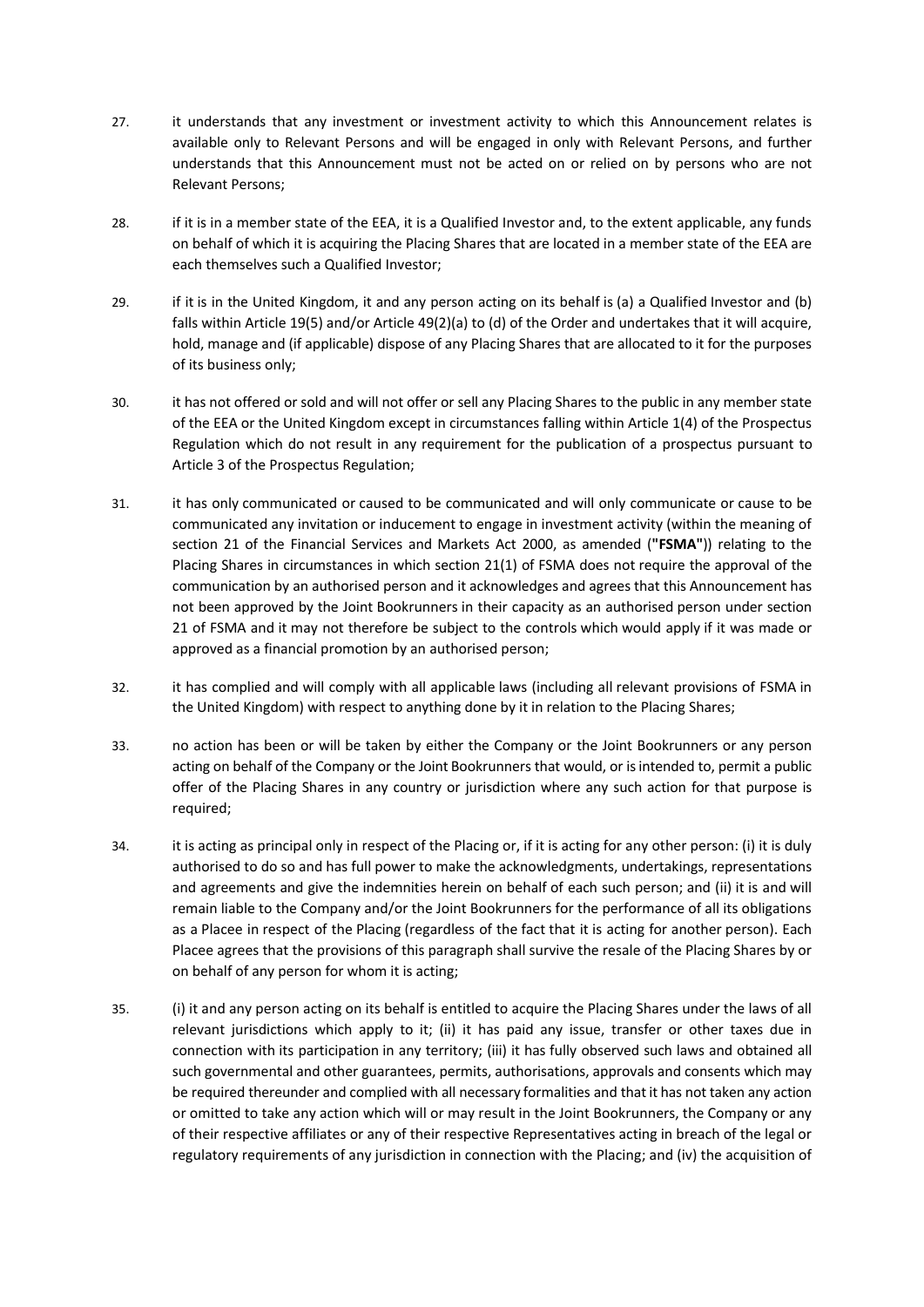27. it understands that any investment or investment activity to which this Announcement relates is available only to Relevant Persons and will be engaged in only with Relevant Persons, and further understands that this Announcement must not be acted on or relied on by persons who are not Relevant Persons;

28. if it is in a member state of the EEA, it is a Qualified Investor and, to the extent applicable, any funds on behalf of which it is acquiring the Placing Shares that are located in a member state of the EEA are each themselves such a Qualified Investor;

29. if it is in the United Kingdom, it and any person acting on its behalf is (a) a Qualified Investor and (b) falls within Article 19(5) and/or Article 49(2)(a) to (d) of the Order and undertakes that it will acquire, hold, manage and (if applicable) dispose of any Placing Shares that are allocated to it for the purposes of its business only;

30. it has not offered or sold and will not offer or sell any Placing Shares to the public in any member state of the EEA or the United Kingdom except in circumstances falling within Article 1(4) of the Prospectus Regulation which do not result in any requirement for the publication of a prospectus pursuant to Article 3 of the Prospectus Regulation;

31. it has only communicated or caused to be communicated and will only communicate or cause to be communicated any invitation or inducement to engage in investment activity (within the meaning of section 21 of the Financial Services and Markets Act 2000, as amended (**"FSMA"**)) relating to the Placing Shares in circumstances in which section 21(1) of FSMA does not require the approval of the communication by an authorised person and it acknowledges and agrees that this Announcement has not been approved by the Joint Bookrunners in their capacity as an authorised person under section 21 of FSMA and it may not therefore be subject to the controls which would apply if it was made or approved as a financial promotion by an authorised person;

32. it has complied and will comply with all applicable laws (including all relevant provisions of FSMA in the United Kingdom) with respect to anything done by it in relation to the Placing Shares;

33. no action has been or will be taken by either the Company or the Joint Bookrunners or any person acting on behalf of the Company or the Joint Bookrunners that would, or is intended to, permit a public offer of the Placing Shares in any country or jurisdiction where any such action for that purpose is required;

34. it is acting as principal only in respect of the Placing or, if it is acting for any other person: (i) it is duly authorised to do so and has full power to make the acknowledgments, undertakings, representations and agreements and give the indemnities herein on behalf of each such person; and (ii) it is and will remain liable to the Company and/or the Joint Bookrunners for the performance of all its obligations as a Placee in respect of the Placing (regardless of the fact that it is acting for another person). Each Placee agrees that the provisions of this paragraph shall survive the resale of the Placing Shares by or on behalf of any person for whom it is acting;

35. (i) it and any person acting on its behalf is entitled to acquire the Placing Shares under the laws of all relevant jurisdictions which apply to it; (ii) it has paid any issue, transfer or other taxes due in connection with its participation in any territory; (iii) it has fully observed such laws and obtained all such governmental and other guarantees, permits, authorisations, approvals and consents which may be required thereunder and complied with all necessary formalities and that it has not taken any action or omitted to take any action which will or may result in the Joint Bookrunners, the Company or any of their respective affiliates or any of their respective Representatives acting in breach of the legal or regulatory requirements of any jurisdiction in connection with the Placing; and (iv) the acquisition of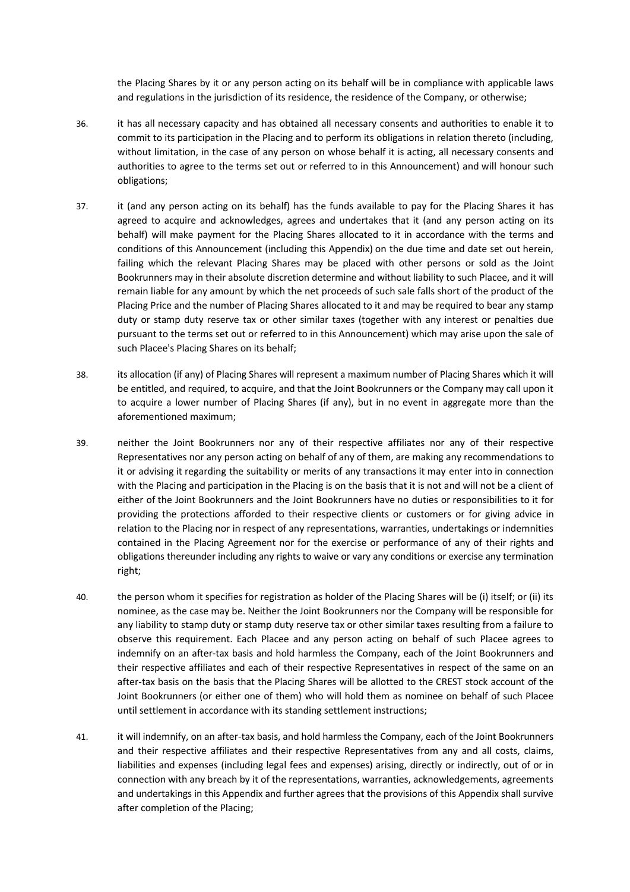the Placing Shares by it or any person acting on its behalf will be in compliance with applicable laws and regulations in the jurisdiction of its residence, the residence of the Company, or otherwise;

36. it has all necessary capacity and has obtained all necessary consents and authorities to enable it to commit to its participation in the Placing and to perform its obligations in relation thereto (including, without limitation, in the case of any person on whose behalf it is acting, all necessary consents and authorities to agree to the terms set out or referred to in this Announcement) and will honour such obligations;

37. it (and any person acting on its behalf) has the funds available to pay for the Placing Shares it has agreed to acquire and acknowledges, agrees and undertakes that it (and any person acting on its behalf) will make payment for the Placing Shares allocated to it in accordance with the terms and conditions of this Announcement (including this Appendix) on the due time and date set out herein, failing which the relevant Placing Shares may be placed with other persons or sold as the Joint Bookrunners may in their absolute discretion determine and without liability to such Placee, and it will remain liable for any amount by which the net proceeds of such sale falls short of the product of the Placing Price and the number of Placing Shares allocated to it and may be required to bear any stamp duty or stamp duty reserve tax or other similar taxes (together with any interest or penalties due pursuant to the terms set out or referred to in this Announcement) which may arise upon the sale of such Placee's Placing Shares on its behalf;

38. its allocation (if any) of Placing Shares will represent a maximum number of Placing Shares which it will be entitled, and required, to acquire, and that the Joint Bookrunners or the Company may call upon it to acquire a lower number of Placing Shares (if any), but in no event in aggregate more than the aforementioned maximum;

39. neither the Joint Bookrunners nor any of their respective affiliates nor any of their respective Representatives nor any person acting on behalf of any of them, are making any recommendations to it or advising it regarding the suitability or merits of any transactions it may enter into in connection with the Placing and participation in the Placing is on the basis that it is not and will not be a client of either of the Joint Bookrunners and the Joint Bookrunners have no duties or responsibilities to it for providing the protections afforded to their respective clients or customers or for giving advice in relation to the Placing nor in respect of any representations, warranties, undertakings or indemnities contained in the Placing Agreement nor for the exercise or performance of any of their rights and obligations thereunder including any rights to waive or vary any conditions or exercise any termination right;

40. the person whom it specifies for registration as holder of the Placing Shares will be (i) itself; or (ii) its nominee, as the case may be. Neither the Joint Bookrunners nor the Company will be responsible for any liability to stamp duty or stamp duty reserve tax or other similar taxes resulting from a failure to observe this requirement. Each Placee and any person acting on behalf of such Placee agrees to indemnify on an after-tax basis and hold harmless the Company, each of the Joint Bookrunners and their respective affiliates and each of their respective Representatives in respect of the same on an after-tax basis on the basis that the Placing Shares will be allotted to the CREST stock account of the Joint Bookrunners (or either one of them) who will hold them as nominee on behalf of such Placee until settlement in accordance with its standing settlement instructions;

41. it will indemnify, on an after-tax basis, and hold harmless the Company, each of the Joint Bookrunners and their respective affiliates and their respective Representatives from any and all costs, claims, liabilities and expenses (including legal fees and expenses) arising, directly or indirectly, out of or in connection with any breach by it of the representations, warranties, acknowledgements, agreements and undertakings in this Appendix and further agrees that the provisions of this Appendix shall survive after completion of the Placing;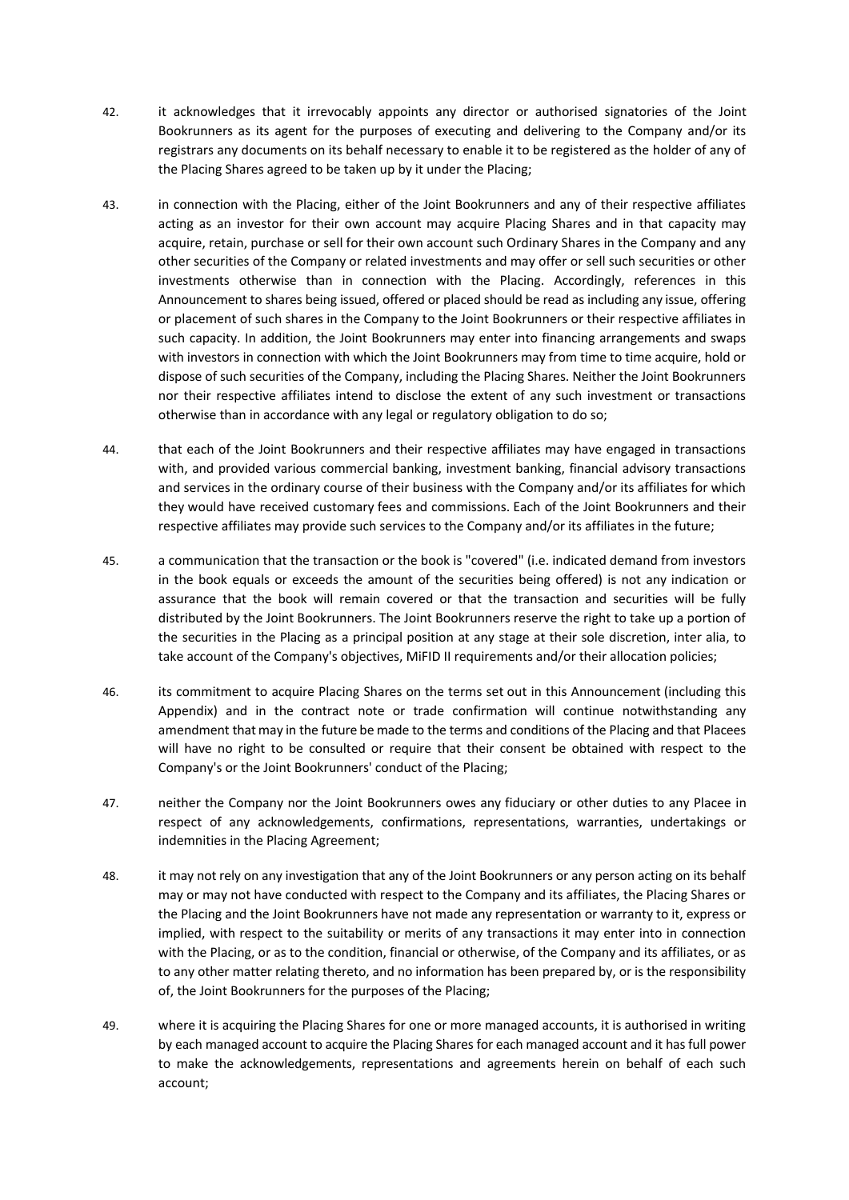42. it acknowledges that it irrevocably appoints any director or authorised signatories of the Joint Bookrunners as its agent for the purposes of executing and delivering to the Company and/or its registrars any documents on its behalf necessary to enable it to be registered as the holder of any of the Placing Shares agreed to be taken up by it under the Placing;

43. in connection with the Placing, either of the Joint Bookrunners and any of their respective affiliates acting as an investor for their own account may acquire Placing Shares and in that capacity may acquire, retain, purchase or sell for their own account such Ordinary Shares in the Company and any other securities of the Company or related investments and may offer or sell such securities or other investments otherwise than in connection with the Placing. Accordingly, references in this Announcement to shares being issued, offered or placed should be read as including any issue, offering or placement of such shares in the Company to the Joint Bookrunners or their respective affiliates in such capacity. In addition, the Joint Bookrunners may enter into financing arrangements and swaps with investors in connection with which the Joint Bookrunners may from time to time acquire, hold or dispose of such securities of the Company, including the Placing Shares. Neither the Joint Bookrunners nor their respective affiliates intend to disclose the extent of any such investment or transactions otherwise than in accordance with any legal or regulatory obligation to do so;

44. that each of the Joint Bookrunners and their respective affiliates may have engaged in transactions with, and provided various commercial banking, investment banking, financial advisory transactions and services in the ordinary course of their business with the Company and/or its affiliates for which they would have received customary fees and commissions. Each of the Joint Bookrunners and their respective affiliates may provide such services to the Company and/or its affiliates in the future;

45. a communication that the transaction or the book is "covered" (i.e. indicated demand from investors in the book equals or exceeds the amount of the securities being offered) is not any indication or assurance that the book will remain covered or that the transaction and securities will be fully distributed by the Joint Bookrunners. The Joint Bookrunners reserve the right to take up a portion of the securities in the Placing as a principal position at any stage at their sole discretion, inter alia, to take account of the Company's objectives, MiFID II requirements and/or their allocation policies;

46. its commitment to acquire Placing Shares on the terms set out in this Announcement (including this Appendix) and in the contract note or trade confirmation will continue notwithstanding any amendment that may in the future be made to the terms and conditions of the Placing and that Placees will have no right to be consulted or require that their consent be obtained with respect to the Company's or the Joint Bookrunners' conduct of the Placing;

47. neither the Company nor the Joint Bookrunners owes any fiduciary or other duties to any Placee in respect of any acknowledgements, confirmations, representations, warranties, undertakings or indemnities in the Placing Agreement;

48. it may not rely on any investigation that any of the Joint Bookrunners or any person acting on its behalf may or may not have conducted with respect to the Company and its affiliates, the Placing Shares or the Placing and the Joint Bookrunners have not made any representation or warranty to it, express or implied, with respect to the suitability or merits of any transactions it may enter into in connection with the Placing, or as to the condition, financial or otherwise, of the Company and its affiliates, or as to any other matter relating thereto, and no information has been prepared by, or is the responsibility of, the Joint Bookrunners for the purposes of the Placing;

49. where it is acquiring the Placing Shares for one or more managed accounts, it is authorised in writing by each managed account to acquire the Placing Shares for each managed account and it has full power to make the acknowledgements, representations and agreements herein on behalf of each such account;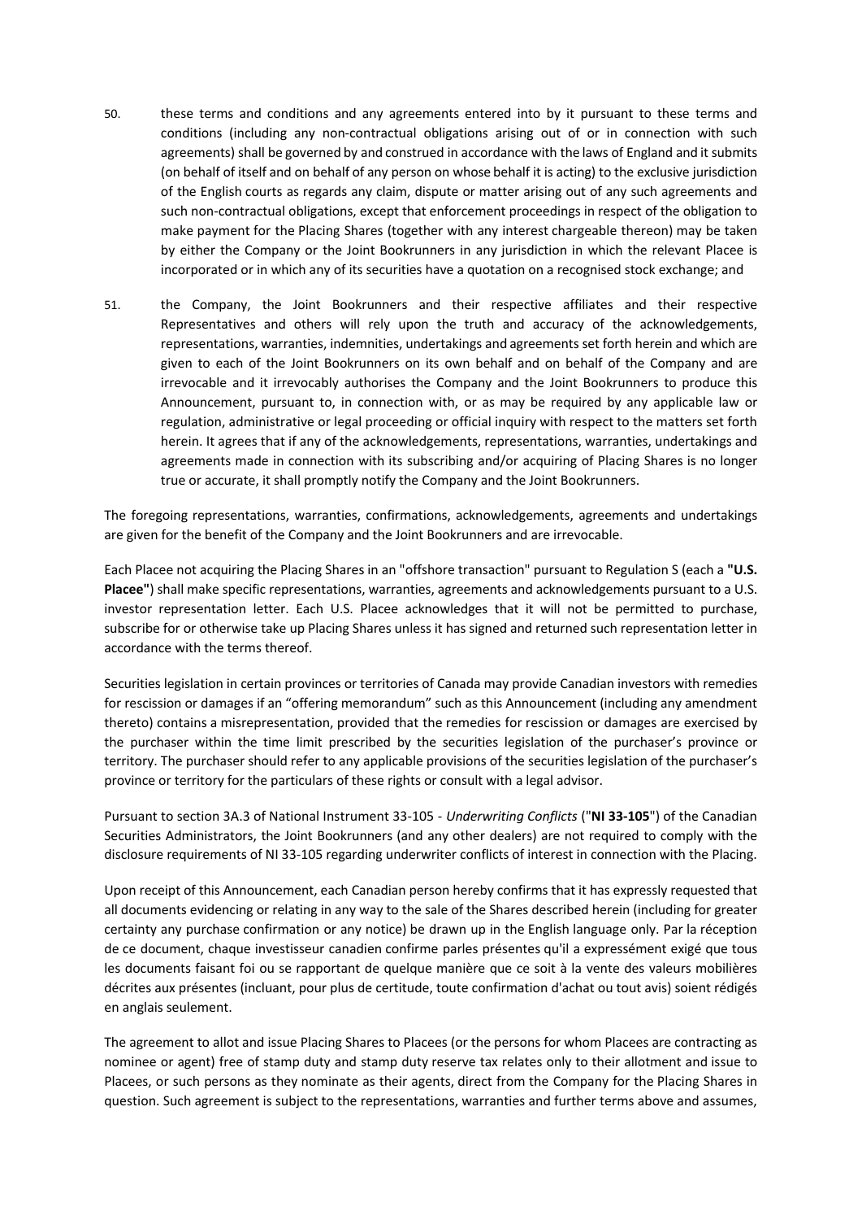50. these terms and conditions and any agreements entered into by it pursuant to these terms and conditions (including any non-contractual obligations arising out of or in connection with such agreements) shall be governed by and construed in accordance with the laws of England and it submits (on behalf of itself and on behalf of any person on whose behalf it is acting) to the exclusive jurisdiction of the English courts as regards any claim, dispute or matter arising out of any such agreements and such non-contractual obligations, except that enforcement proceedings in respect of the obligation to make payment for the Placing Shares (together with any interest chargeable thereon) may be taken by either the Company or the Joint Bookrunners in any jurisdiction in which the relevant Placee is incorporated or in which any of its securities have a quotation on a recognised stock exchange; and

51. the Company, the Joint Bookrunners and their respective affiliates and their respective Representatives and others will rely upon the truth and accuracy of the acknowledgements, representations, warranties, indemnities, undertakings and agreements set forth herein and which are given to each of the Joint Bookrunners on its own behalf and on behalf of the Company and are irrevocable and it irrevocably authorises the Company and the Joint Bookrunners to produce this Announcement, pursuant to, in connection with, or as may be required by any applicable law or regulation, administrative or legal proceeding or official inquiry with respect to the matters set forth herein. It agrees that if any of the acknowledgements, representations, warranties, undertakings and agreements made in connection with its subscribing and/or acquiring of Placing Shares is no longer true or accurate, it shall promptly notify the Company and the Joint Bookrunners.

The foregoing representations, warranties, confirmations, acknowledgements, agreements and undertakings are given for the benefit of the Company and the Joint Bookrunners and are irrevocable.

Each Placee not acquiring the Placing Shares in an "offshore transaction" pursuant to Regulation S (each a **"U.S. Placee"**) shall make specific representations, warranties, agreements and acknowledgements pursuant to a U.S. investor representation letter. Each U.S. Placee acknowledges that it will not be permitted to purchase, subscribe for or otherwise take up Placing Shares unless it has signed and returned such representation letter in accordance with the terms thereof.

Securities legislation in certain provinces or territories of Canada may provide Canadian investors with remedies for rescission or damages if an "offering memorandum" such as this Announcement (including any amendment thereto) contains a misrepresentation, provided that the remedies for rescission or damages are exercised by the purchaser within the time limit prescribed by the securities legislation of the purchaser's province or territory. The purchaser should refer to any applicable provisions of the securities legislation of the purchaser's province or territory for the particulars of these rights or consult with a legal advisor.

Pursuant to section 3A.3 of National Instrument 33-105 - *Underwriting Conflicts* ("**NI 33-105**") of the Canadian Securities Administrators, the Joint Bookrunners (and any other dealers) are not required to comply with the disclosure requirements of NI 33-105 regarding underwriter conflicts of interest in connection with the Placing.

Upon receipt of this Announcement, each Canadian person hereby confirms that it has expressly requested that all documents evidencing or relating in any way to the sale of the Shares described herein (including for greater certainty any purchase confirmation or any notice) be drawn up in the English language only. Par la réception de ce document, chaque investisseur canadien confirme parles présentes qu'il a expressément exigé que tous les documents faisant foi ou se rapportant de quelque manière que ce soit à la vente des valeurs mobilières décrites aux présentes (incluant, pour plus de certitude, toute confirmation d'achat ou tout avis) soient rédigés en anglais seulement.

The agreement to allot and issue Placing Shares to Placees (or the persons for whom Placees are contracting as nominee or agent) free of stamp duty and stamp duty reserve tax relates only to their allotment and issue to Placees, or such persons as they nominate as their agents, direct from the Company for the Placing Shares in question. Such agreement is subject to the representations, warranties and further terms above and assumes,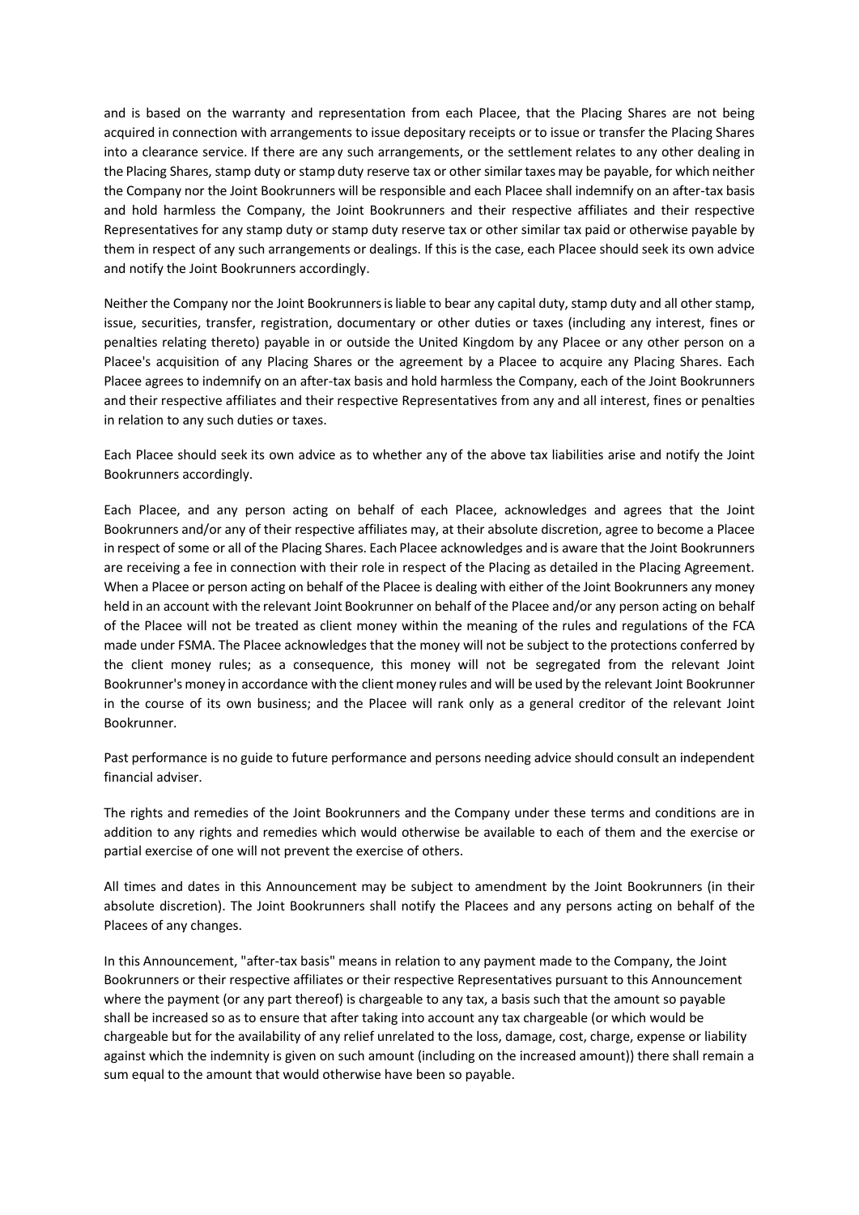and is based on the warranty and representation from each Placee, that the Placing Shares are not being acquired in connection with arrangements to issue depositary receipts or to issue or transfer the Placing Shares into a clearance service. If there are any such arrangements, or the settlement relates to any other dealing in the Placing Shares, stamp duty or stamp duty reserve tax or other similar taxes may be payable, for which neither the Company nor the Joint Bookrunners will be responsible and each Placee shall indemnify on an after-tax basis and hold harmless the Company, the Joint Bookrunners and their respective affiliates and their respective Representatives for any stamp duty or stamp duty reserve tax or other similar tax paid or otherwise payable by them in respect of any such arrangements or dealings. If this is the case, each Placee should seek its own advice and notify the Joint Bookrunners accordingly.

Neither the Company nor the Joint Bookrunners is liable to bear any capital duty, stamp duty and all other stamp, issue, securities, transfer, registration, documentary or other duties or taxes (including any interest, fines or penalties relating thereto) payable in or outside the United Kingdom by any Placee or any other person on a Placee's acquisition of any Placing Shares or the agreement by a Placee to acquire any Placing Shares. Each Placee agrees to indemnify on an after-tax basis and hold harmless the Company, each of the Joint Bookrunners and their respective affiliates and their respective Representatives from any and all interest, fines or penalties in relation to any such duties or taxes.

Each Placee should seek its own advice as to whether any of the above tax liabilities arise and notify the Joint Bookrunners accordingly.

Each Placee, and any person acting on behalf of each Placee, acknowledges and agrees that the Joint Bookrunners and/or any of their respective affiliates may, at their absolute discretion, agree to become a Placee in respect of some or all of the Placing Shares. Each Placee acknowledges and is aware that the Joint Bookrunners are receiving a fee in connection with their role in respect of the Placing as detailed in the Placing Agreement. When a Placee or person acting on behalf of the Placee is dealing with either of the Joint Bookrunners any money held in an account with the relevant Joint Bookrunner on behalf of the Placee and/or any person acting on behalf of the Placee will not be treated as client money within the meaning of the rules and regulations of the FCA made under FSMA. The Placee acknowledges that the money will not be subject to the protections conferred by the client money rules; as a consequence, this money will not be segregated from the relevant Joint Bookrunner's money in accordance with the client money rules and will be used by the relevant Joint Bookrunner in the course of its own business; and the Placee will rank only as a general creditor of the relevant Joint Bookrunner.

Past performance is no guide to future performance and persons needing advice should consult an independent financial adviser.

The rights and remedies of the Joint Bookrunners and the Company under these terms and conditions are in addition to any rights and remedies which would otherwise be available to each of them and the exercise or partial exercise of one will not prevent the exercise of others.

All times and dates in this Announcement may be subject to amendment by the Joint Bookrunners (in their absolute discretion). The Joint Bookrunners shall notify the Placees and any persons acting on behalf of the Placees of any changes.

In this Announcement, "after-tax basis" means in relation to any payment made to the Company, the Joint Bookrunners or their respective affiliates or their respective Representatives pursuant to this Announcement where the payment (or any part thereof) is chargeable to any tax, a basis such that the amount so payable shall be increased so as to ensure that after taking into account any tax chargeable (or which would be chargeable but for the availability of any relief unrelated to the loss, damage, cost, charge, expense or liability against which the indemnity is given on such amount (including on the increased amount)) there shall remain a sum equal to the amount that would otherwise have been so payable.